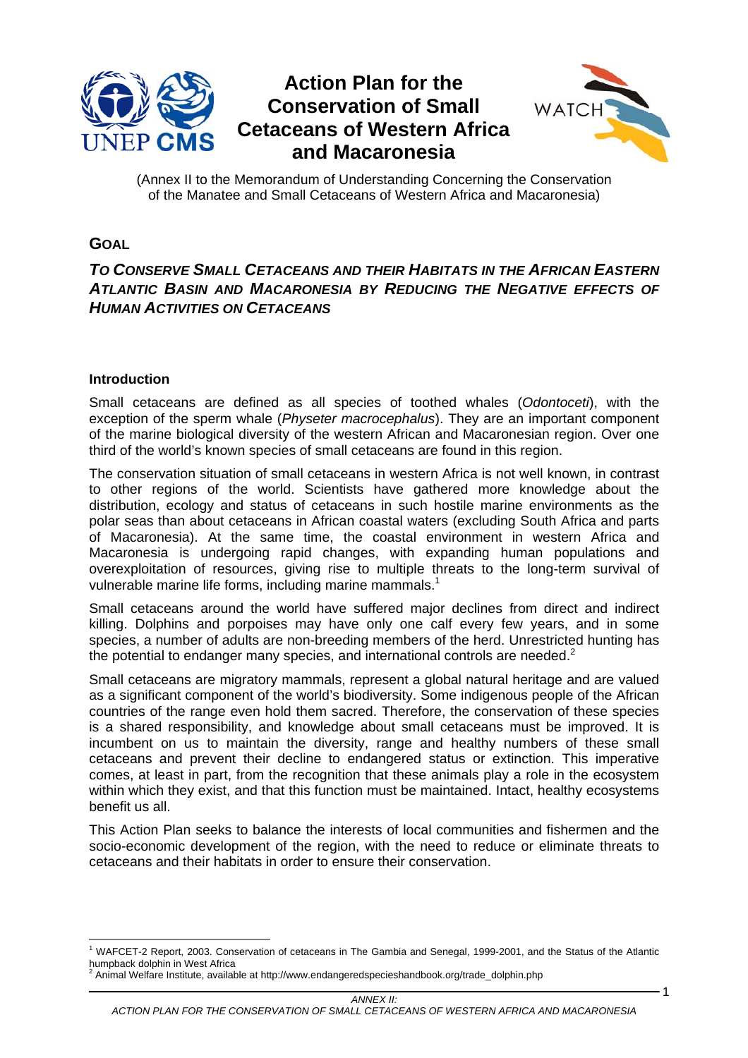# Action Plan for the Conservation of Small Cetaceans of Western Africa and Macaronesia

(Annex II to the Memorandum of Understanding Concerning the Conservation of the Manatee and Small Cetaceans of Western Africa and Macaronesia)

## GOAL

### *TO CONSERVE SMALL CETACEANS AND THEIR HABITATS IN THE AFRICAN EASTERN ATLANTIC BASIN AND MACARONESIA BY REDUCING THE NEGATIVE EFFECTS OF HUMAN ACTIVITIES ON CETACEANS*

### Introduction

Small cetaceans are defined as all species of toothed whales (*Odontoceti*), with the exception of the sperm whale (*Physeter macrocephalus*). They are an important component of the marine biological diversity of the western African and Macaronesian region. Over one third of the world's known species of small cetaceans are found in this region.

The conservation situation of small cetaceans in western Africa is not well known, in contrast to other regions of the world. Scientists have gathered more knowledge about the distribution, ecology and status of cetaceans in such hostile marine environments as the polar seas than about cetaceans in African coastal waters (excluding South Africa and parts of Macaronesia). At the same time, the coastal environment in western Africa and Macaronesia is undergoing rapid changes, with expanding human populations and overexploitation of resources, giving rise to multiple threats to the long-term survival of vulnerable marine life forms, including marine mammals.[1]

Small cetaceans around the world have suffered major declines from direct and indirect killing. Dolphins and porpoises may have only one calf every few years, and in some species, a number of adults are non-breeding members of the herd. Unrestricted hunting has the potential to endanger many species, and international controls are needed.[2]

Small cetaceans are migratory mammals, represent a global natural heritage and are valued as a significant component of the world's biodiversity. Some indigenous people of the African countries of the range even hold them sacred. Therefore, the conservation of these species is a shared responsibility, and knowledge about small cetaceans must be improved. It is incumbent on us to maintain the diversity, range and healthy numbers of these small cetaceans and prevent their decline to endangered status or extinction. This imperative comes, at least in part, from the recognition that these animals play a role in the ecosystem within which they exist, and that this function must be maintained. Intact, healthy ecosystems benefit us all.

This Action Plan seeks to balance the interests of local communities and fishermen and the socio-economic development of the region, with the need to reduce or eliminate threats to cetaceans and their habitats in order to ensure their conservation.

---

[1] WAFCET-2 Report, 2003. Conservation of cetaceans in The Gambia and Senegal, 1999-2001, and the Status of the Atlantic humpback dolphin in West Africa

[2] Animal Welfare Institute, available at http://www.endangeredspecieshandbook.org/trade_dolphin.php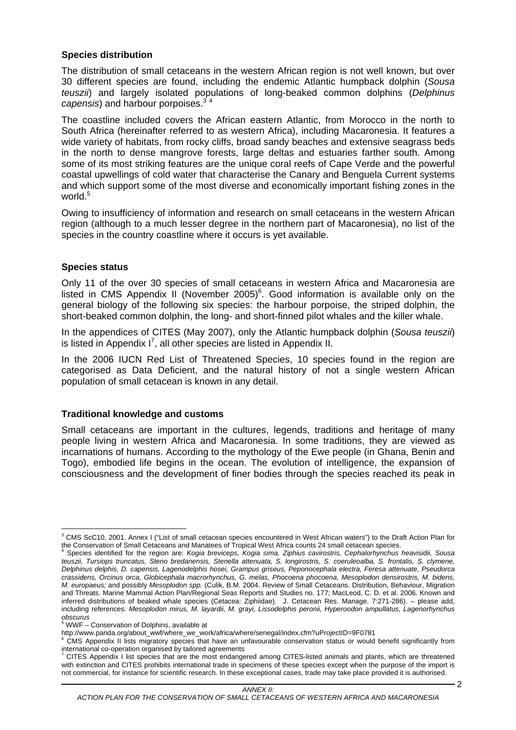### Species distribution

The distribution of small cetaceans in the western African region is not well known, but over 30 different species are found, including the endemic Atlantic humpback dolphin (*Sousa teuszii*) and largely isolated populations of long-beaked common dolphins (*Delphinus capensis*) and harbour porpoises.[3 4]

The coastline included covers the African eastern Atlantic, from Morocco in the north to South Africa (hereinafter referred to as western Africa), including Macaronesia. It features a wide variety of habitats, from rocky cliffs, broad sandy beaches and extensive seagrass beds in the north to dense mangrove forests, large deltas and estuaries farther south. Among some of its most striking features are the unique coral reefs of Cape Verde and the powerful coastal upwellings of cold water that characterise the Canary and Benguela Current systems and which support some of the most diverse and economically important fishing zones in the world.[5]

Owing to insufficiency of information and research on small cetaceans in the western African region (although to a much lesser degree in the northern part of Macaronesia), no list of the species in the country coastline where it occurs is yet available.

### Species status

Only 11 of the over 30 species of small cetaceans in western Africa and Macaronesia are listed in CMS Appendix II (November 2005)[6]. Good information is available only on the general biology of the following six species: the harbour porpoise, the striped dolphin, the short-beaked common dolphin, the long- and short-finned pilot whales and the killer whale.

In the appendices of CITES (May 2007), only the Atlantic humpback dolphin (*Sousa teuszii*) is listed in Appendix I[7], all other species are listed in Appendix II.

In the 2006 IUCN Red List of Threatened Species, 10 species found in the region are categorised as Data Deficient, and the natural history of not a single western African population of small cetacean is known in any detail.

### Traditional knowledge and customs

Small cetaceans are important in the cultures, legends, traditions and heritage of many people living in western Africa and Macaronesia. In some traditions, they are viewed as incarnations of humans. According to the mythology of the Ewe people (in Ghana, Benin and Togo), embodied life begins in the ocean. The evolution of intelligence, the expansion of consciousness and the development of finer bodies through the species reached its peak in

---

[3] CMS ScC10, 2001. Annex I ("List of small cetacean species encountered in West African waters") to the Draft Action Plan for the Conservation of Small Cetaceans and Manatees of Tropical West Africa counts 24 small cetacean species.

[4] Species identified for the region are: *Kogia breviceps, Kogia sima, Ziphius cavirostris, Cephalorhynchus heavisidii, Sousa teuszii, Tursiops truncatus, Steno bredanensis, Stenella attenuata, S. longirostris, S. coeruleoalba, S. frontalis, S. clymene, Delphinus delphis, D. capensis, Lagenodelphis hosei, Grampus griseus, Peponocephala electra, Feresa attenuate, Pseudorca crassidens, Orcinus orca, Globicephala macrorhynchus, G. melas, Phocoena phocoena, Mesoplodon densirostris, M. bidens, M. europaeus;* and possibly *Mesoplodon spp.* (Culik, B.M. 2004. Review of Small Cetaceans. Distribution, Behaviour, Migration and Threats. Marine Mammal Action Plan/Regional Seas Reports and Studies no. 177; MacLeod, C. D. et al. 2006. Known and inferred distributions of beaked whale species (Cetacea: Ziphiidae). J. Cetacean Res. Manage. 7:271-286). – please add, including references: *Mesoplodon mirus, M. layardii, M. grayi, Lissodelphis peronii, Hyperoodon ampullatus, Lagenorhynchus obscurus*

[5] WWF – Conservation of Dolphins, available at http://www.panda.org/about_wwf/where_we_work/africa/where/senegal/index.cfm?uProjectID=9F0781

[6] CMS Appendix II lists migratory species that have an unfavourable conservation status or would benefit significantly from international co-operation organised by tailored agreements

[7] CITES Appendix I list species that are the most endangered among CITES-listed animals and plants, which are threatened with extinction and CITES prohibits international trade in specimens of these species except when the purpose of the import is not commercial, for instance for scientific research. In these exceptional cases, trade may take place provided it is authorised.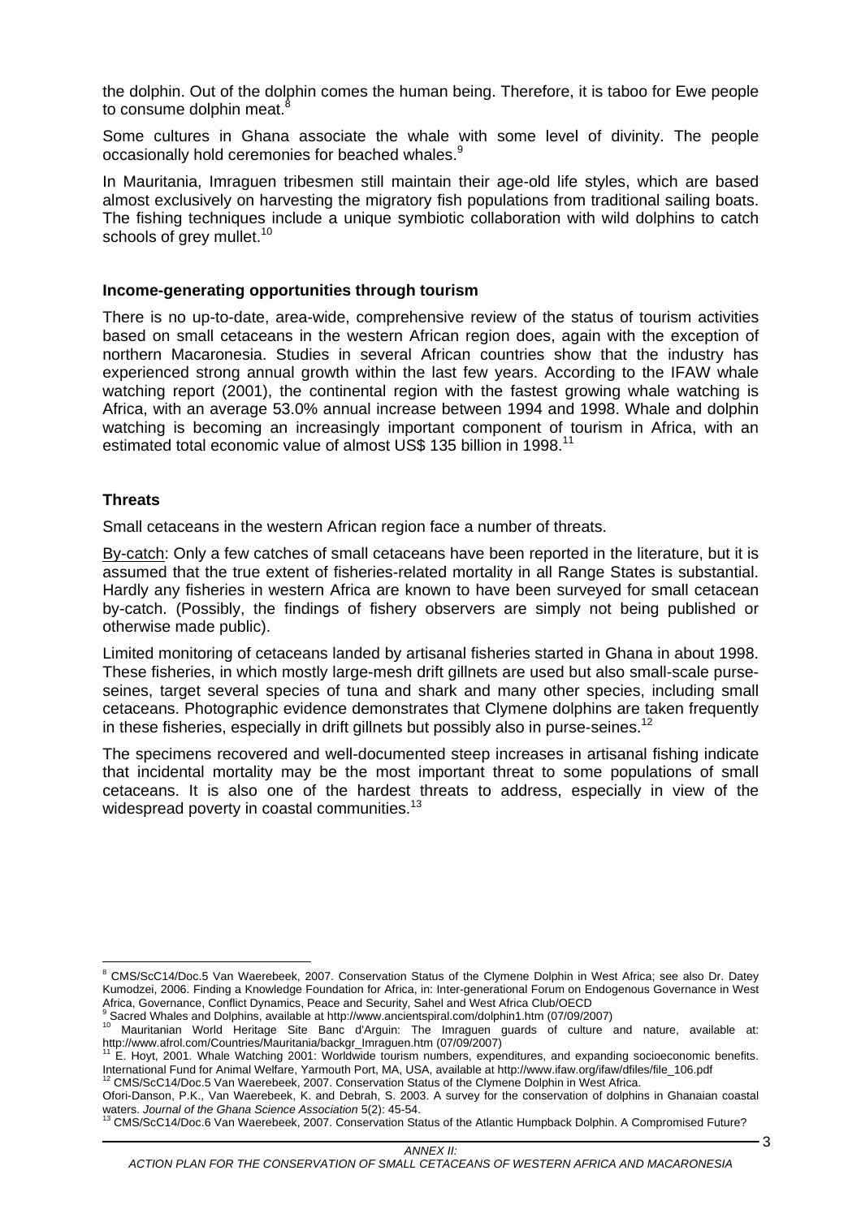the dolphin. Out of the dolphin comes the human being. Therefore, it is taboo for Ewe people to consume dolphin meat.[8]

Some cultures in Ghana associate the whale with some level of divinity. The people occasionally hold ceremonies for beached whales.[9]

In Mauritania, Imraguen tribesmen still maintain their age-old life styles, which are based almost exclusively on harvesting the migratory fish populations from traditional sailing boats. The fishing techniques include a unique symbiotic collaboration with wild dolphins to catch schools of grey mullet.[10]

**Income-generating opportunities through tourism**

There is no up-to-date, area-wide, comprehensive review of the status of tourism activities based on small cetaceans in the western African region does, again with the exception of northern Macaronesia. Studies in several African countries show that the industry has experienced strong annual growth within the last few years. According to the IFAW whale watching report (2001), the continental region with the fastest growing whale watching is Africa, with an average 53.0% annual increase between 1994 and 1998. Whale and dolphin watching is becoming an increasingly important component of tourism in Africa, with an estimated total economic value of almost US$ 135 billion in 1998.[11]

**Threats**

Small cetaceans in the western African region face a number of threats.

By-catch: Only a few catches of small cetaceans have been reported in the literature, but it is assumed that the true extent of fisheries-related mortality in all Range States is substantial. Hardly any fisheries in western Africa are known to have been surveyed for small cetacean by-catch. (Possibly, the findings of fishery observers are simply not being published or otherwise made public).

Limited monitoring of cetaceans landed by artisanal fisheries started in Ghana in about 1998. These fisheries, in which mostly large-mesh drift gillnets are used but also small-scale purse-seines, target several species of tuna and shark and many other species, including small cetaceans. Photographic evidence demonstrates that Clymene dolphins are taken frequently in these fisheries, especially in drift gillnets but possibly also in purse-seines.[12]

The specimens recovered and well-documented steep increases in artisanal fishing indicate that incidental mortality may be the most important threat to some populations of small cetaceans. It is also one of the hardest threats to address, especially in view of the widespread poverty in coastal communities.[13]

---

[8] CMS/ScC14/Doc.5 Van Waerebeek, 2007. Conservation Status of the Clymene Dolphin in West Africa; see also Dr. Datey Kumodzei, 2006. Finding a Knowledge Foundation for Africa, in: Inter-generational Forum on Endogenous Governance in West Africa, Governance, Conflict Dynamics, Peace and Security, Sahel and West Africa Club/OECD

[9] Sacred Whales and Dolphins, available at http://www.ancientspiral.com/dolphin1.htm (07/09/2007)

[10] Mauritanian World Heritage Site Banc d'Arguin: The Imraguen guards of culture and nature, available at: http://www.afrol.com/Countries/Mauritania/backgr_Imraguen.htm (07/09/2007)

[11] E. Hoyt, 2001. Whale Watching 2001: Worldwide tourism numbers, expenditures, and expanding socioeconomic benefits. International Fund for Animal Welfare, Yarmouth Port, MA, USA, available at http://www.ifaw.org/ifaw/dfiles/file_106.pdf

[12] CMS/ScC14/Doc.5 Van Waerebeek, 2007. Conservation Status of the Clymene Dolphin in West Africa.
Ofori-Danson, P.K., Van Waerebeek, K. and Debrah, S. 2003. A survey for the conservation of dolphins in Ghanaian coastal waters. *Journal of the Ghana Science Association* 5(2): 45-54.

[13] CMS/ScC14/Doc.6 Van Waerebeek, 2007. Conservation Status of the Atlantic Humpback Dolphin. A Compromised Future?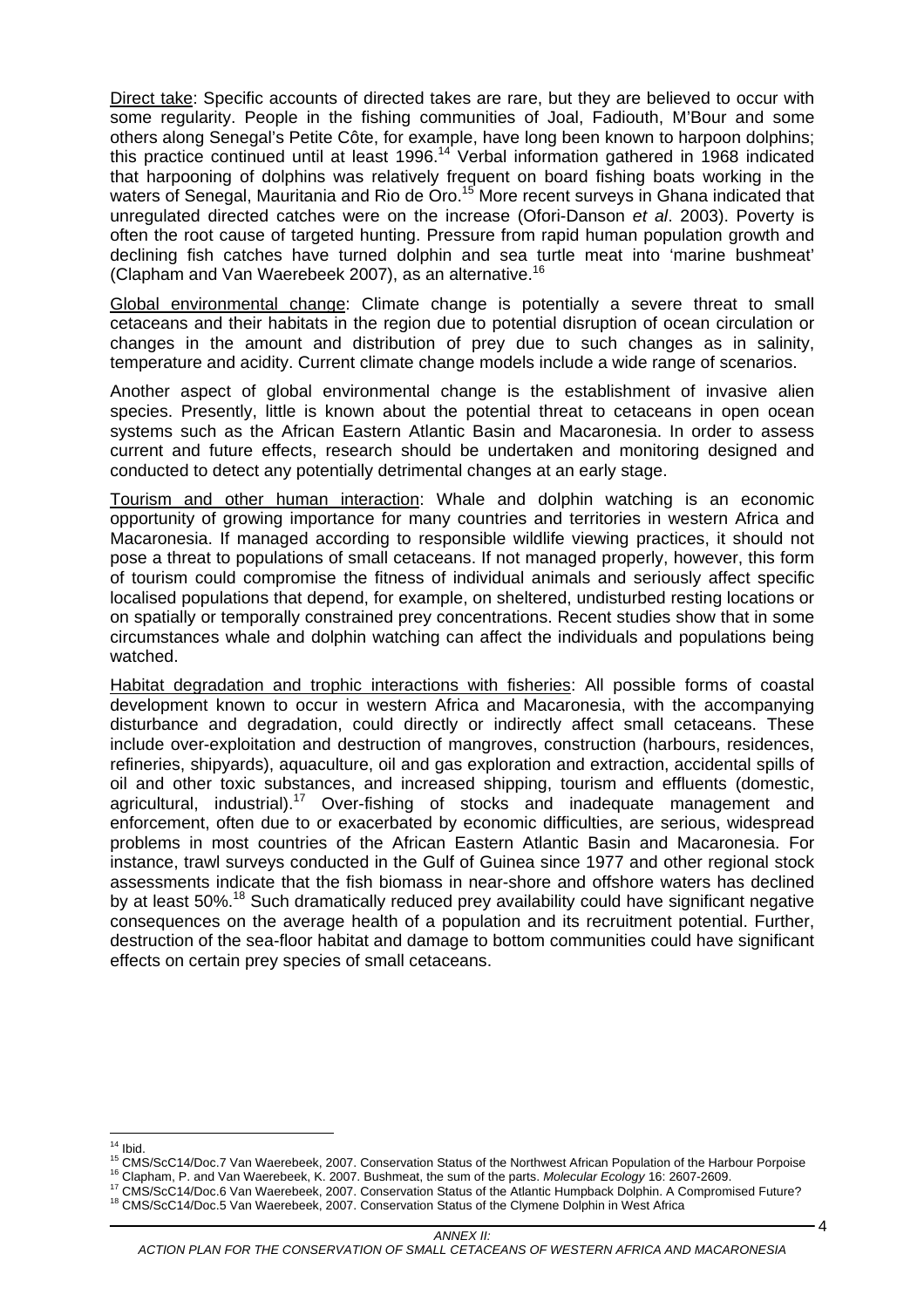<u>Direct take</u>: Specific accounts of directed takes are rare, but they are believed to occur with some regularity. People in the fishing communities of Joal, Fadiouth, M'Bour and some others along Senegal's Petite Côte, for example, have long been known to harpoon dolphins; this practice continued until at least 1996.[14] Verbal information gathered in 1968 indicated that harpooning of dolphins was relatively frequent on board fishing boats working in the waters of Senegal, Mauritania and Rio de Oro.[15] More recent surveys in Ghana indicated that unregulated directed catches were on the increase (Ofori-Danson *et al*. 2003). Poverty is often the root cause of targeted hunting. Pressure from rapid human population growth and declining fish catches have turned dolphin and sea turtle meat into 'marine bushmeat' (Clapham and Van Waerebeek 2007), as an alternative.[16]

<u>Global environmental change</u>: Climate change is potentially a severe threat to small cetaceans and their habitats in the region due to potential disruption of ocean circulation or changes in the amount and distribution of prey due to such changes as in salinity, temperature and acidity. Current climate change models include a wide range of scenarios.

Another aspect of global environmental change is the establishment of invasive alien species. Presently, little is known about the potential threat to cetaceans in open ocean systems such as the African Eastern Atlantic Basin and Macaronesia. In order to assess current and future effects, research should be undertaken and monitoring designed and conducted to detect any potentially detrimental changes at an early stage.

<u>Tourism and other human interaction</u>: Whale and dolphin watching is an economic opportunity of growing importance for many countries and territories in western Africa and Macaronesia. If managed according to responsible wildlife viewing practices, it should not pose a threat to populations of small cetaceans. If not managed properly, however, this form of tourism could compromise the fitness of individual animals and seriously affect specific localised populations that depend, for example, on sheltered, undisturbed resting locations or on spatially or temporally constrained prey concentrations. Recent studies show that in some circumstances whale and dolphin watching can affect the individuals and populations being watched.

<u>Habitat degradation and trophic interactions with fisheries</u>: All possible forms of coastal development known to occur in western Africa and Macaronesia, with the accompanying disturbance and degradation, could directly or indirectly affect small cetaceans. These include over-exploitation and destruction of mangroves, construction (harbours, residences, refineries, shipyards), aquaculture, oil and gas exploration and extraction, accidental spills of oil and other toxic substances, and increased shipping, tourism and effluents (domestic, agricultural, industrial).[17] Over-fishing of stocks and inadequate management and enforcement, often due to or exacerbated by economic difficulties, are serious, widespread problems in most countries of the African Eastern Atlantic Basin and Macaronesia. For instance, trawl surveys conducted in the Gulf of Guinea since 1977 and other regional stock assessments indicate that the fish biomass in near-shore and offshore waters has declined by at least 50%.[18] Such dramatically reduced prey availability could have significant negative consequences on the average health of a population and its recruitment potential. Further, destruction of the sea-floor habitat and damage to bottom communities could have significant effects on certain prey species of small cetaceans.

---

[14] Ibid.

[15] CMS/ScC14/Doc.7 Van Waerebeek, 2007. Conservation Status of the Northwest African Population of the Harbour Porpoise

[16] Clapham, P. and Van Waerebeek, K. 2007. Bushmeat, the sum of the parts. *Molecular Ecology* 16: 2607-2609.

[17] CMS/ScC14/Doc.6 Van Waerebeek, 2007. Conservation Status of the Atlantic Humpback Dolphin. A Compromised Future?

[18] CMS/ScC14/Doc.5 Van Waerebeek, 2007. Conservation Status of the Clymene Dolphin in West Africa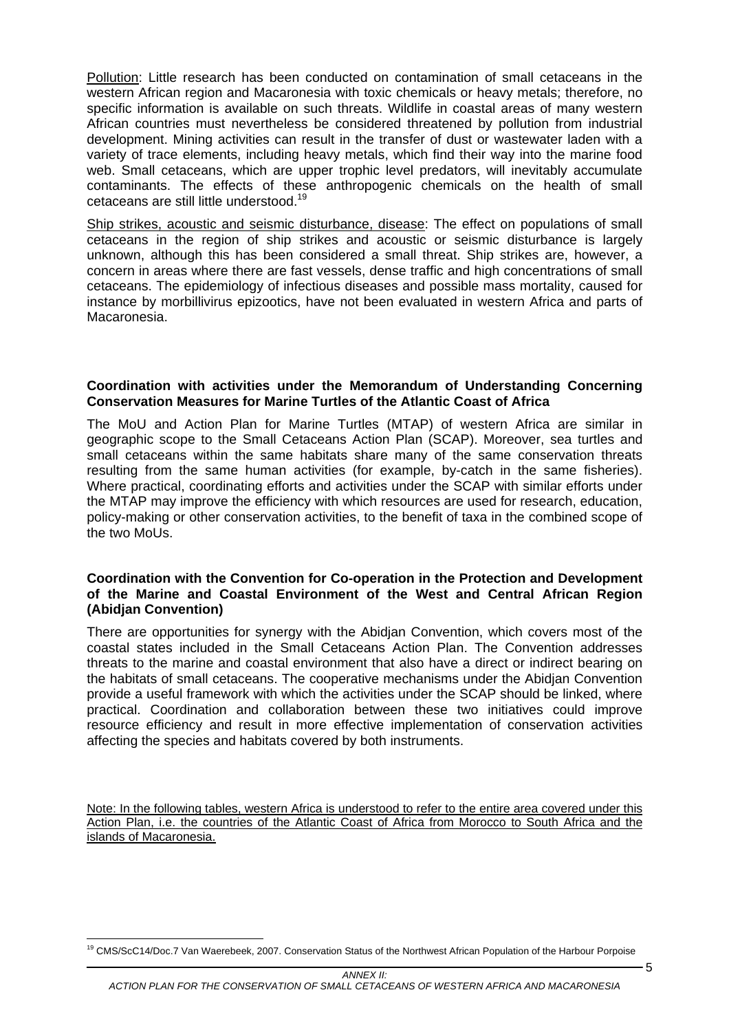Pollution: Little research has been conducted on contamination of small cetaceans in the western African region and Macaronesia with toxic chemicals or heavy metals; therefore, no specific information is available on such threats. Wildlife in coastal areas of many western African countries must nevertheless be considered threatened by pollution from industrial development. Mining activities can result in the transfer of dust or wastewater laden with a variety of trace elements, including heavy metals, which find their way into the marine food web. Small cetaceans, which are upper trophic level predators, will inevitably accumulate contaminants. The effects of these anthropogenic chemicals on the health of small cetaceans are still little understood.[19]

Ship strikes, acoustic and seismic disturbance, disease: The effect on populations of small cetaceans in the region of ship strikes and acoustic or seismic disturbance is largely unknown, although this has been considered a small threat. Ship strikes are, however, a concern in areas where there are fast vessels, dense traffic and high concentrations of small cetaceans. The epidemiology of infectious diseases and possible mass mortality, caused for instance by morbillivirus epizootics, have not been evaluated in western Africa and parts of Macaronesia.

**Coordination with activities under the Memorandum of Understanding Concerning Conservation Measures for Marine Turtles of the Atlantic Coast of Africa**

The MoU and Action Plan for Marine Turtles (MTAP) of western Africa are similar in geographic scope to the Small Cetaceans Action Plan (SCAP). Moreover, sea turtles and small cetaceans within the same habitats share many of the same conservation threats resulting from the same human activities (for example, by-catch in the same fisheries). Where practical, coordinating efforts and activities under the SCAP with similar efforts under the MTAP may improve the efficiency with which resources are used for research, education, policy-making or other conservation activities, to the benefit of taxa in the combined scope of the two MoUs.

**Coordination with the Convention for Co-operation in the Protection and Development of the Marine and Coastal Environment of the West and Central African Region (Abidjan Convention)**

There are opportunities for synergy with the Abidjan Convention, which covers most of the coastal states included in the Small Cetaceans Action Plan. The Convention addresses threats to the marine and coastal environment that also have a direct or indirect bearing on the habitats of small cetaceans. The cooperative mechanisms under the Abidjan Convention provide a useful framework with which the activities under the SCAP should be linked, where practical. Coordination and collaboration between these two initiatives could improve resource efficiency and result in more effective implementation of conservation activities affecting the species and habitats covered by both instruments.

Note: In the following tables, western Africa is understood to refer to the entire area covered under this Action Plan, i.e. the countries of the Atlantic Coast of Africa from Morocco to South Africa and the islands of Macaronesia.

[19] CMS/ScC14/Doc.7 Van Waerebeek, 2007. Conservation Status of the Northwest African Population of the Harbour Porpoise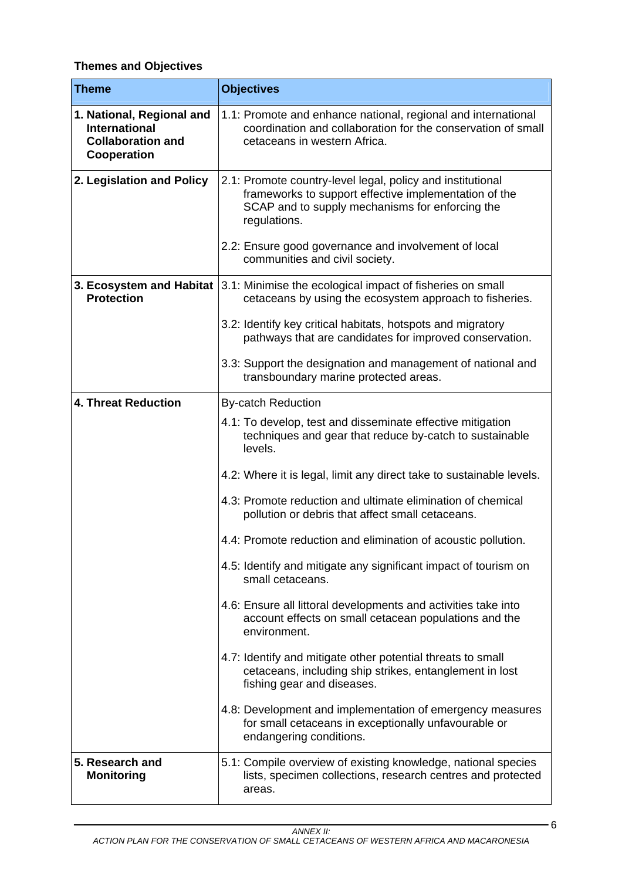**Themes and Objectives**

| Theme | Objectives |
|---|---|
| **1. National, Regional and International Collaboration and Cooperation** | 1.1: Promote and enhance national, regional and international coordination and collaboration for the conservation of small cetaceans in western Africa. |
| **2. Legislation and Policy** | 2.1: Promote country-level legal, policy and institutional frameworks to support effective implementation of the SCAP and to supply mechanisms for enforcing the regulations.<br><br>2.2: Ensure good governance and involvement of local communities and civil society. |
| **3. Ecosystem and Habitat Protection** | 3.1: Minimise the ecological impact of fisheries on small cetaceans by using the ecosystem approach to fisheries.<br><br>3.2: Identify key critical habitats, hotspots and migratory pathways that are candidates for improved conservation.<br><br>3.3: Support the designation and management of national and transboundary marine protected areas. |
| **4. Threat Reduction** | By-catch Reduction<br><br>4.1: To develop, test and disseminate effective mitigation techniques and gear that reduce by-catch to sustainable levels.<br><br>4.2: Where it is legal, limit any direct take to sustainable levels.<br><br>4.3: Promote reduction and ultimate elimination of chemical pollution or debris that affect small cetaceans.<br><br>4.4: Promote reduction and elimination of acoustic pollution.<br><br>4.5: Identify and mitigate any significant impact of tourism on small cetaceans.<br><br>4.6: Ensure all littoral developments and activities take into account effects on small cetacean populations and the environment.<br><br>4.7: Identify and mitigate other potential threats to small cetaceans, including ship strikes, entanglement in lost fishing gear and diseases.<br><br>4.8: Development and implementation of emergency measures for small cetaceans in exceptionally unfavourable or endangering conditions. |
| **5. Research and Monitoring** | 5.1: Compile overview of existing knowledge, national species lists, specimen collections, research centres and protected areas. |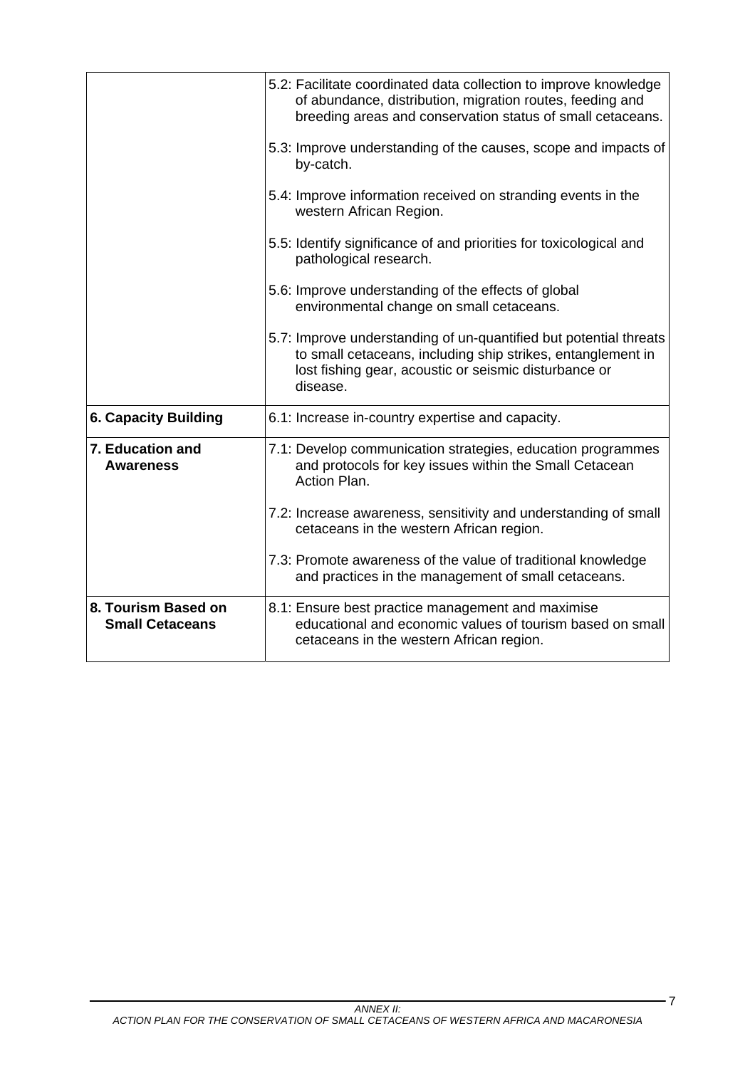| | |
|---|---|
| | 5.2: Facilitate coordinated data collection to improve knowledge of abundance, distribution, migration routes, feeding and breeding areas and conservation status of small cetaceans.<br><br>5.3: Improve understanding of the causes, scope and impacts of by-catch.<br><br>5.4: Improve information received on stranding events in the western African Region.<br><br>5.5: Identify significance of and priorities for toxicological and pathological research.<br><br>5.6: Improve understanding of the effects of global environmental change on small cetaceans.<br><br>5.7: Improve understanding of un-quantified but potential threats to small cetaceans, including ship strikes, entanglement in lost fishing gear, acoustic or seismic disturbance or disease. |
| **6. Capacity Building** | 6.1: Increase in-country expertise and capacity. |
| **7. Education and Awareness** | 7.1: Develop communication strategies, education programmes and protocols for key issues within the Small Cetacean Action Plan.<br><br>7.2: Increase awareness, sensitivity and understanding of small cetaceans in the western African region.<br><br>7.3: Promote awareness of the value of traditional knowledge and practices in the management of small cetaceans. |
| **8. Tourism Based on Small Cetaceans** | 8.1: Ensure best practice management and maximise educational and economic values of tourism based on small cetaceans in the western African region. |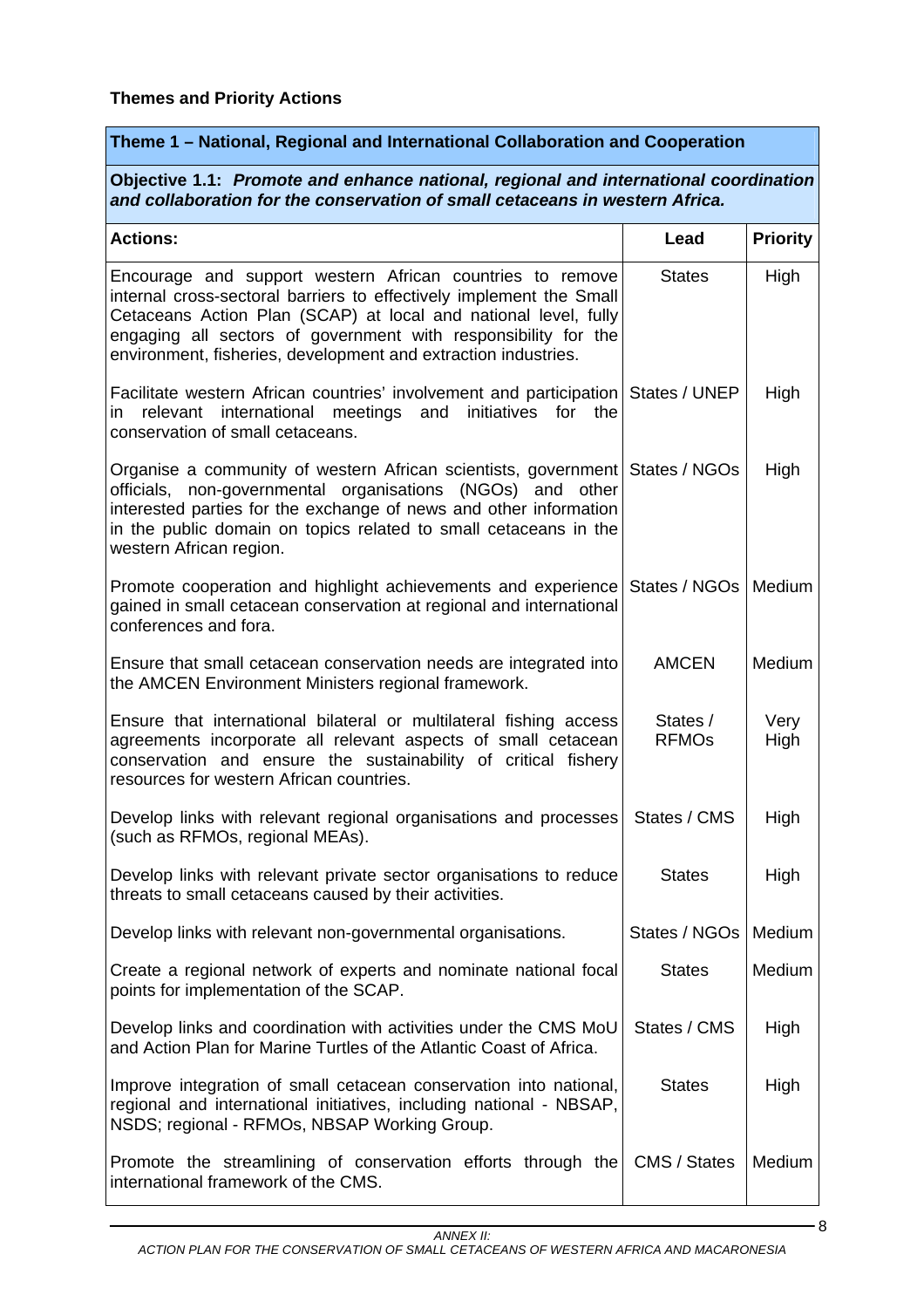**Themes and Priority Actions**

| Theme 1 – National, Regional and International Collaboration and Cooperation | | |
|---|---|---|
| **Objective 1.1:** ***Promote and enhance national, regional and international coordination and collaboration for the conservation of small cetaceans in western Africa.*** | | |
| **Actions:** | **Lead** | **Priority** |
| Encourage and support western African countries to remove internal cross-sectoral barriers to effectively implement the Small Cetaceans Action Plan (SCAP) at local and national level, fully engaging all sectors of government with responsibility for the environment, fisheries, development and extraction industries. | States | High |
| Facilitate western African countries' involvement and participation in relevant international meetings and initiatives for the conservation of small cetaceans. | States / UNEP | High |
| Organise a community of western African scientists, government officials, non-governmental organisations (NGOs) and other interested parties for the exchange of news and other information in the public domain on topics related to small cetaceans in the western African region. | States / NGOs | High |
| Promote cooperation and highlight achievements and experience gained in small cetacean conservation at regional and international conferences and fora. | States / NGOs | Medium |
| Ensure that small cetacean conservation needs are integrated into the AMCEN Environment Ministers regional framework. | AMCEN | Medium |
| Ensure that international bilateral or multilateral fishing access agreements incorporate all relevant aspects of small cetacean conservation and ensure the sustainability of critical fishery resources for western African countries. | States / RFMOs | Very High |
| Develop links with relevant regional organisations and processes (such as RFMOs, regional MEAs). | States / CMS | High |
| Develop links with relevant private sector organisations to reduce threats to small cetaceans caused by their activities. | States | High |
| Develop links with relevant non-governmental organisations. | States / NGOs | Medium |
| Create a regional network of experts and nominate national focal points for implementation of the SCAP. | States | Medium |
| Develop links and coordination with activities under the CMS MoU and Action Plan for Marine Turtles of the Atlantic Coast of Africa. | States / CMS | High |
| Improve integration of small cetacean conservation into national, regional and international initiatives, including national - NBSAP, NSDS; regional - RFMOs, NBSAP Working Group. | States | High |
| Promote the streamlining of conservation efforts through the international framework of the CMS. | CMS / States | Medium |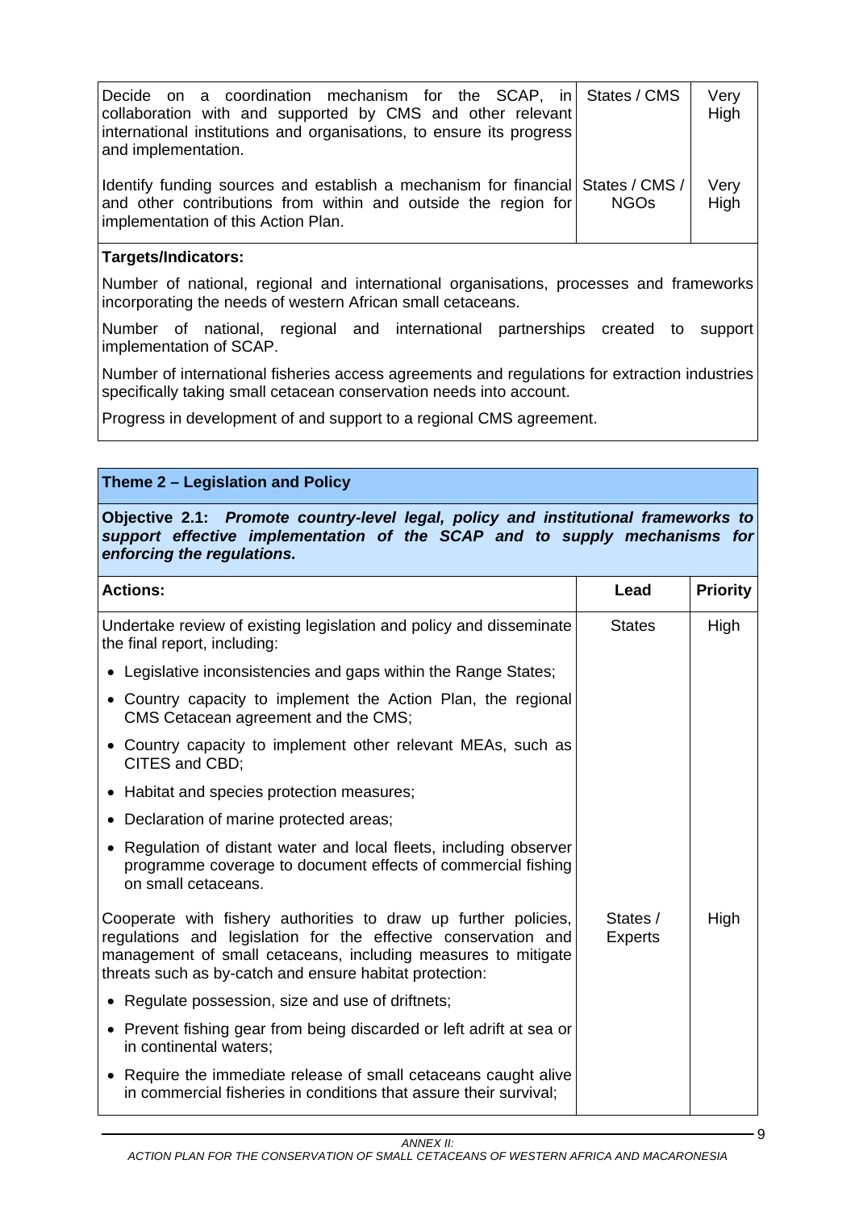| | | |
|---|---|---|
| Decide on a coordination mechanism for the SCAP, in collaboration with and supported by CMS and other relevant international institutions and organisations, to ensure its progress and implementation. | States / CMS | Very High |
| Identify funding sources and establish a mechanism for financial and other contributions from within and outside the region for implementation of this Action Plan. | States / CMS / NGOs | Very High |

**Targets/Indicators:**

Number of national, regional and international organisations, processes and frameworks incorporating the needs of western African small cetaceans.

Number of national, regional and international partnerships created to support implementation of SCAP.

Number of international fisheries access agreements and regulations for extraction industries specifically taking small cetacean conservation needs into account.

Progress in development of and support to a regional CMS agreement.

**Theme 2 – Legislation and Policy**

**Objective 2.1:** ***Promote country-level legal, policy and institutional frameworks to support effective implementation of the SCAP and to supply mechanisms for enforcing the regulations.***

| **Actions:** | **Lead** | **Priority** |
|---|---|---|
| Undertake review of existing legislation and policy and disseminate the final report, including:<br>• Legislative inconsistencies and gaps within the Range States;<br>• Country capacity to implement the Action Plan, the regional CMS Cetacean agreement and the CMS;<br>• Country capacity to implement other relevant MEAs, such as CITES and CBD;<br>• Habitat and species protection measures;<br>• Declaration of marine protected areas;<br>• Regulation of distant water and local fleets, including observer programme coverage to document effects of commercial fishing on small cetaceans. | States | High |
| Cooperate with fishery authorities to draw up further policies, regulations and legislation for the effective conservation and management of small cetaceans, including measures to mitigate threats such as by-catch and ensure habitat protection:<br>• Regulate possession, size and use of driftnets;<br>• Prevent fishing gear from being discarded or left adrift at sea or in continental waters;<br>• Require the immediate release of small cetaceans caught alive in commercial fisheries in conditions that assure their survival; | States / Experts | High |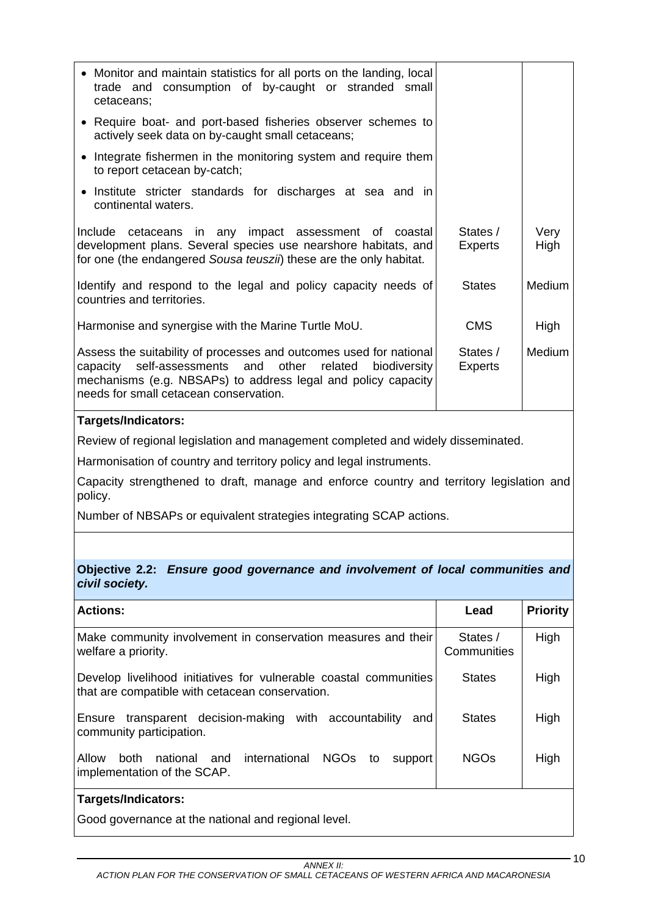| | | |
|---|---|---|
| • Monitor and maintain statistics for all ports on the landing, local trade and consumption of by-caught or stranded small cetaceans;<br>• Require boat- and port-based fisheries observer schemes to actively seek data on by-caught small cetaceans;<br>• Integrate fishermen in the monitoring system and require them to report cetacean by-catch;<br>• Institute stricter standards for discharges at sea and in continental waters. | | |
| Include cetaceans in any impact assessment of coastal development plans. Several species use nearshore habitats, and for one (the endangered *Sousa teuszii*) these are the only habitat. | States / Experts | Very High |
| Identify and respond to the legal and policy capacity needs of countries and territories. | States | Medium |
| Harmonise and synergise with the Marine Turtle MoU. | CMS | High |
| Assess the suitability of processes and outcomes used for national capacity self-assessments and other related biodiversity mechanisms (e.g. NBSAPs) to address legal and policy capacity needs for small cetacean conservation. | States / Experts | Medium |

**Targets/Indicators:**

Review of regional legislation and management completed and widely disseminated.

Harmonisation of country and territory policy and legal instruments.

Capacity strengthened to draft, manage and enforce country and territory legislation and policy.

Number of NBSAPs or equivalent strategies integrating SCAP actions.

**Objective 2.2:** ***Ensure good governance and involvement of local communities and civil society.***

| Actions: | Lead | Priority |
|---|---|---|
| Make community involvement in conservation measures and their welfare a priority. | States / Communities | High |
| Develop livelihood initiatives for vulnerable coastal communities that are compatible with cetacean conservation. | States | High |
| Ensure transparent decision-making with accountability and community participation. | States | High |
| Allow both national and international NGOs to support implementation of the SCAP. | NGOs | High |

**Targets/Indicators:**

Good governance at the national and regional level.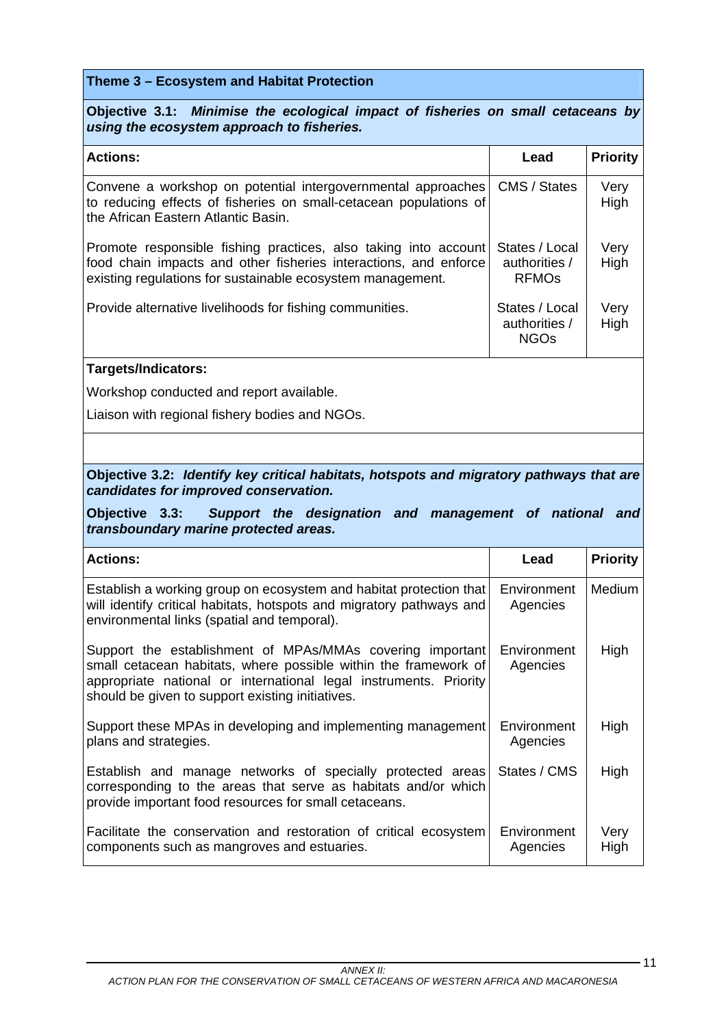### Theme 3 – Ecosystem and Habitat Protection

**Objective 3.1:** ***Minimise the ecological impact of fisheries on small cetaceans by using the ecosystem approach to fisheries.***

| **Actions:** | **Lead** | **Priority** |
|---|---|---|
| Convene a workshop on potential intergovernmental approaches to reducing effects of fisheries on small-cetacean populations of the African Eastern Atlantic Basin. | CMS / States | Very High |
| Promote responsible fishing practices, also taking into account food chain impacts and other fisheries interactions, and enforce existing regulations for sustainable ecosystem management. | States / Local authorities / RFMOs | Very High |
| Provide alternative livelihoods for fishing communities. | States / Local authorities / NGOs | Very High |

**Targets/Indicators:**

Workshop conducted and report available.

Liaison with regional fishery bodies and NGOs.

**Objective 3.2:** ***Identify key critical habitats, hotspots and migratory pathways that are candidates for improved conservation.***

**Objective 3.3:** ***Support the designation and management of national and transboundary marine protected areas.***

| **Actions:** | **Lead** | **Priority** |
|---|---|---|
| Establish a working group on ecosystem and habitat protection that will identify critical habitats, hotspots and migratory pathways and environmental links (spatial and temporal). | Environment Agencies | Medium |
| Support the establishment of MPAs/MMAs covering important small cetacean habitats, where possible within the framework of appropriate national or international legal instruments. Priority should be given to support existing initiatives. | Environment Agencies | High |
| Support these MPAs in developing and implementing management plans and strategies. | Environment Agencies | High |
| Establish and manage networks of specially protected areas corresponding to the areas that serve as habitats and/or which provide important food resources for small cetaceans. | States / CMS | High |
| Facilitate the conservation and restoration of critical ecosystem components such as mangroves and estuaries. | Environment Agencies | Very High |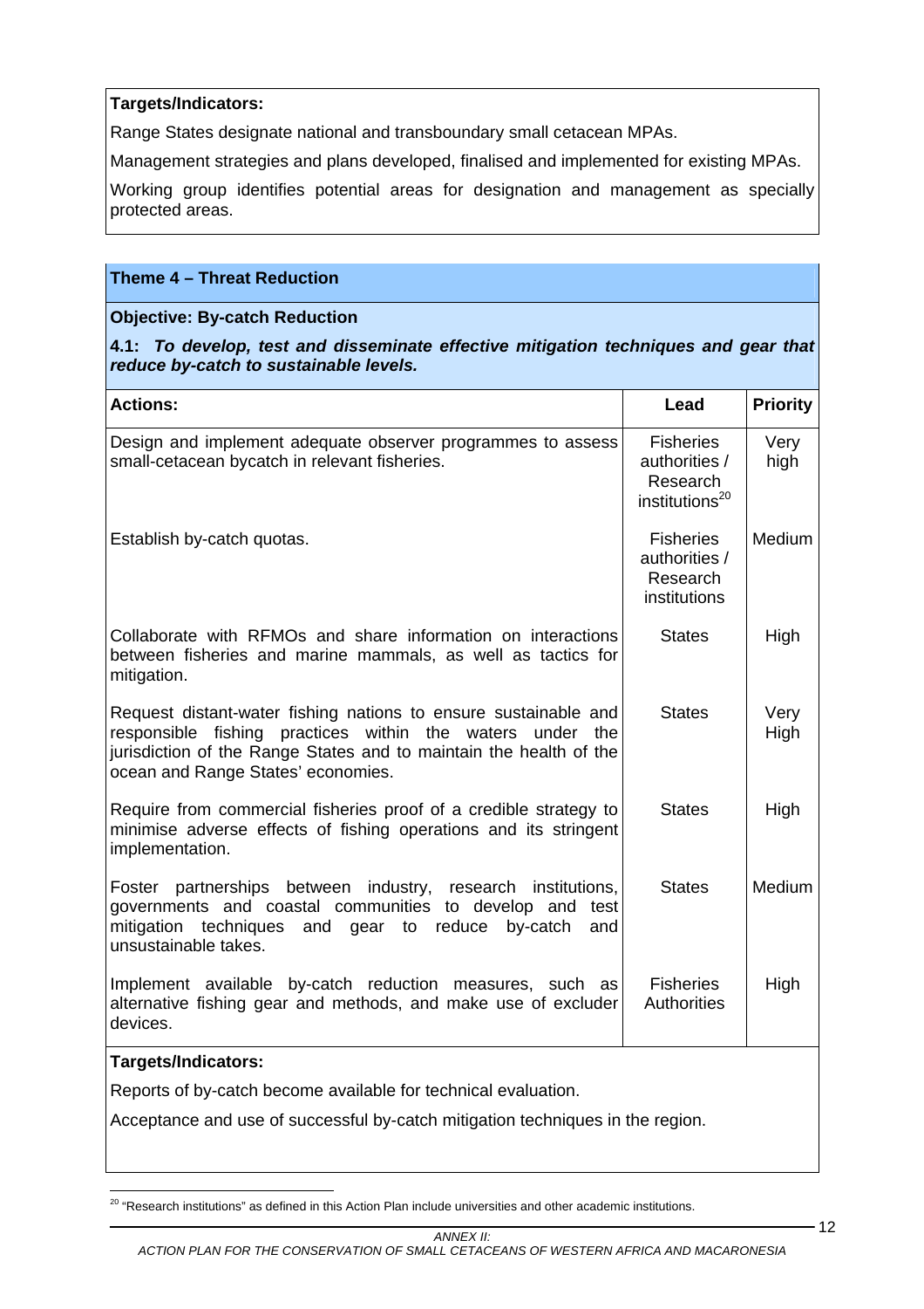**Targets/Indicators:**

Range States designate national and transboundary small cetacean MPAs.

Management strategies and plans developed, finalised and implemented for existing MPAs.

Working group identifies potential areas for designation and management as specially protected areas.

**Theme 4 – Threat Reduction**

**Objective: By-catch Reduction**

**4.1:** ***To develop, test and disseminate effective mitigation techniques and gear that reduce by-catch to sustainable levels.***

| Actions: | Lead | Priority |
|---|---|---|
| Design and implement adequate observer programmes to assess small-cetacean bycatch in relevant fisheries. | Fisheries authorities / Research institutions[20] | Very high |
| Establish by-catch quotas. | Fisheries authorities / Research institutions | Medium |
| Collaborate with RFMOs and share information on interactions between fisheries and marine mammals, as well as tactics for mitigation. | States | High |
| Request distant-water fishing nations to ensure sustainable and responsible fishing practices within the waters under the jurisdiction of the Range States and to maintain the health of the ocean and Range States' economies. | States | Very High |
| Require from commercial fisheries proof of a credible strategy to minimise adverse effects of fishing operations and its stringent implementation. | States | High |
| Foster partnerships between industry, research institutions, governments and coastal communities to develop and test mitigation techniques and gear to reduce by-catch and unsustainable takes. | States | Medium |
| Implement available by-catch reduction measures, such as alternative fishing gear and methods, and make use of excluder devices. | Fisheries Authorities | High |

**Targets/Indicators:**

Reports of by-catch become available for technical evaluation.

Acceptance and use of successful by-catch mitigation techniques in the region.

[20] "Research institutions" as defined in this Action Plan include universities and other academic institutions.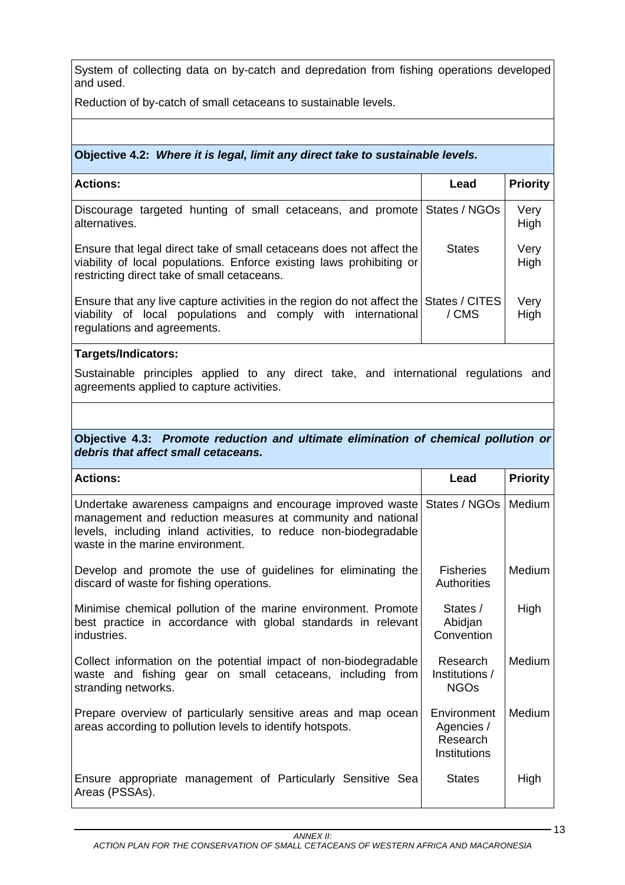System of collecting data on by-catch and depredation from fishing operations developed and used.

Reduction of by-catch of small cetaceans to sustainable levels.

**Objective 4.2:** ***Where it is legal, limit any direct take to sustainable levels.***

| Actions: | Lead | Priority |
|---|---|---|
| Discourage targeted hunting of small cetaceans, and promote alternatives. | States / NGOs | Very High |
| Ensure that legal direct take of small cetaceans does not affect the viability of local populations. Enforce existing laws prohibiting or restricting direct take of small cetaceans. | States | Very High |
| Ensure that any live capture activities in the region do not affect the viability of local populations and comply with international regulations and agreements. | States / CITES / CMS | Very High |

**Targets/Indicators:**

Sustainable principles applied to any direct take, and international regulations and agreements applied to capture activities.

**Objective 4.3:** ***Promote reduction and ultimate elimination of chemical pollution or debris that affect small cetaceans.***

| Actions: | Lead | Priority |
|---|---|---|
| Undertake awareness campaigns and encourage improved waste management and reduction measures at community and national levels, including inland activities, to reduce non-biodegradable waste in the marine environment. | States / NGOs | Medium |
| Develop and promote the use of guidelines for eliminating the discard of waste for fishing operations. | Fisheries Authorities | Medium |
| Minimise chemical pollution of the marine environment. Promote best practice in accordance with global standards in relevant industries. | States / Abidjan Convention | High |
| Collect information on the potential impact of non-biodegradable waste and fishing gear on small cetaceans, including from stranding networks. | Research Institutions / NGOs | Medium |
| Prepare overview of particularly sensitive areas and map ocean areas according to pollution levels to identify hotspots. | Environment Agencies / Research Institutions | Medium |
| Ensure appropriate management of Particularly Sensitive Sea Areas (PSSAs). | States | High |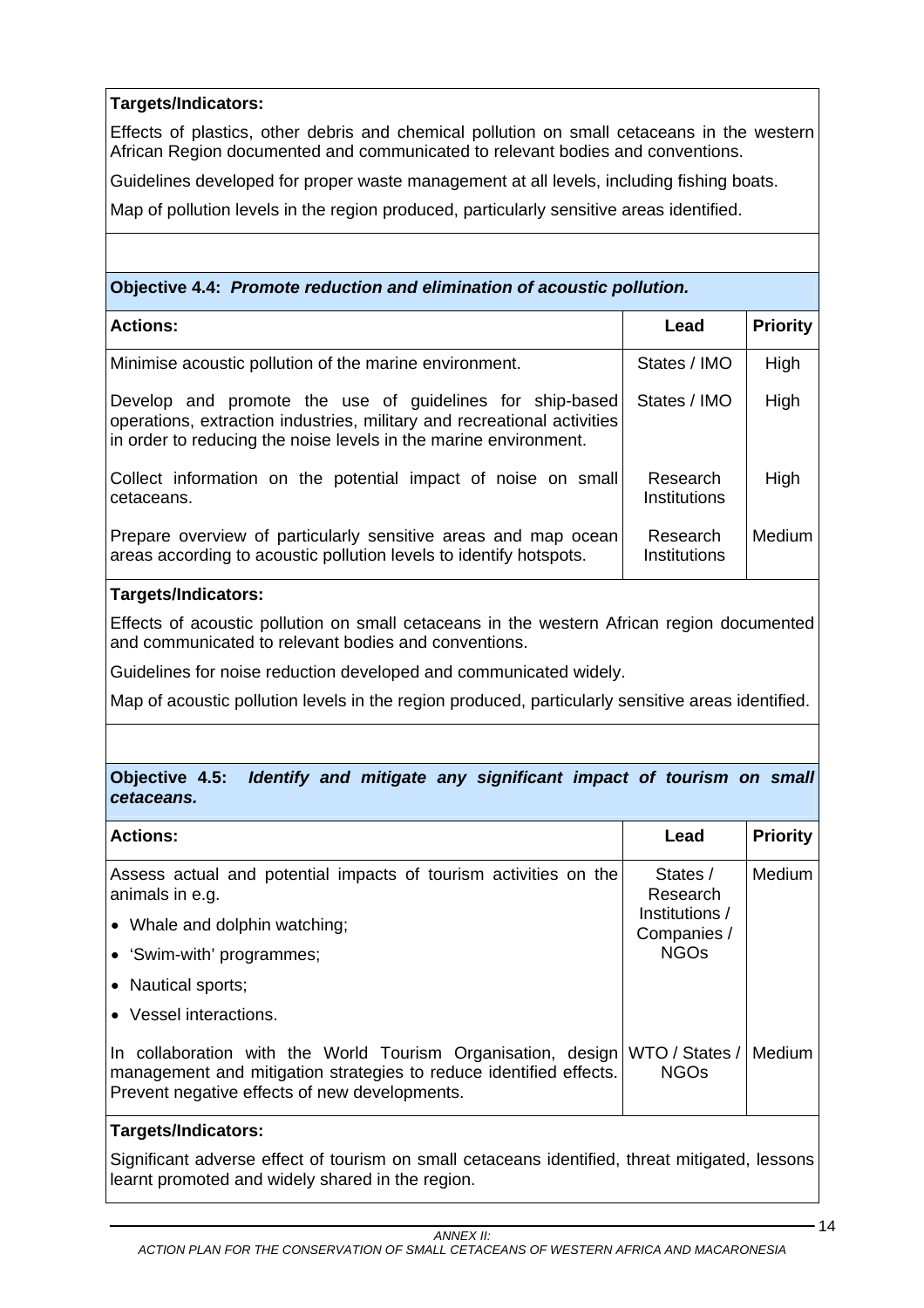**Targets/Indicators:**

Effects of plastics, other debris and chemical pollution on small cetaceans in the western African Region documented and communicated to relevant bodies and conventions.

Guidelines developed for proper waste management at all levels, including fishing boats.

Map of pollution levels in the region produced, particularly sensitive areas identified.

**Objective 4.4: *Promote reduction and elimination of acoustic pollution.***

| Actions: | Lead | Priority |
|---|---|---|
| Minimise acoustic pollution of the marine environment. | States / IMO | High |
| Develop and promote the use of guidelines for ship-based operations, extraction industries, military and recreational activities in order to reducing the noise levels in the marine environment. | States / IMO | High |
| Collect information on the potential impact of noise on small cetaceans. | Research Institutions | High |
| Prepare overview of particularly sensitive areas and map ocean areas according to acoustic pollution levels to identify hotspots. | Research Institutions | Medium |

**Targets/Indicators:**

Effects of acoustic pollution on small cetaceans in the western African region documented and communicated to relevant bodies and conventions.

Guidelines for noise reduction developed and communicated widely.

Map of acoustic pollution levels in the region produced, particularly sensitive areas identified.

**Objective 4.5: *Identify and mitigate any significant impact of tourism on small cetaceans.***

| Actions: | Lead | Priority |
|---|---|---|
| Assess actual and potential impacts of tourism activities on the animals in e.g.<br>• Whale and dolphin watching;<br>• 'Swim-with' programmes;<br>• Nautical sports;<br>• Vessel interactions. | States / Research Institutions / Companies / NGOs | Medium |
| In collaboration with the World Tourism Organisation, design management and mitigation strategies to reduce identified effects. Prevent negative effects of new developments. | WTO / States / NGOs | Medium |

**Targets/Indicators:**

Significant adverse effect of tourism on small cetaceans identified, threat mitigated, lessons learnt promoted and widely shared in the region.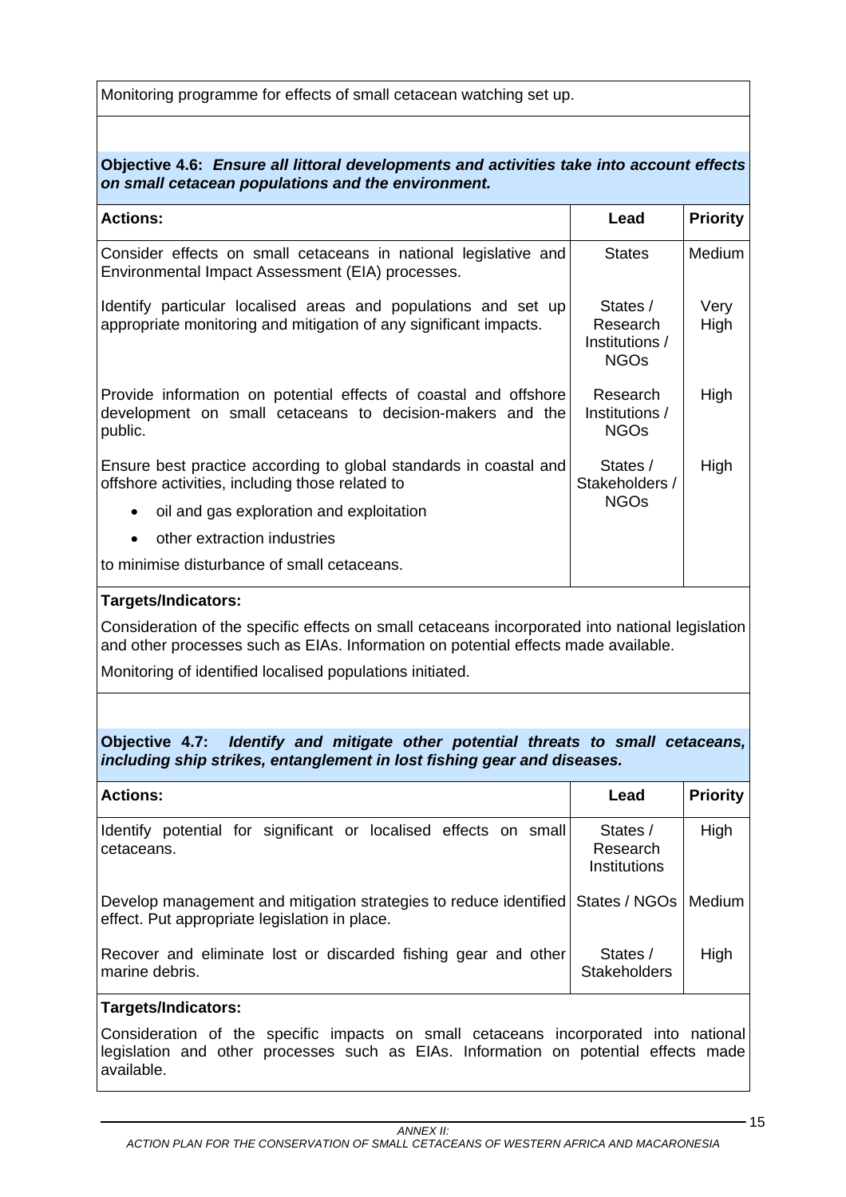Monitoring programme for effects of small cetacean watching set up.

**Objective 4.6:** ***Ensure all littoral developments and activities take into account effects on small cetacean populations and the environment.***

| **Actions:** | **Lead** | **Priority** |
|---|---|---|
| Consider effects on small cetaceans in national legislative and Environmental Impact Assessment (EIA) processes. | States | Medium |
| Identify particular localised areas and populations and set up appropriate monitoring and mitigation of any significant impacts. | States / Research Institutions / NGOs | Very High |
| Provide information on potential effects of coastal and offshore development on small cetaceans to decision-makers and the public. | Research Institutions / NGOs | High |
| Ensure best practice according to global standards in coastal and offshore activities, including those related to<br>• oil and gas exploration and exploitation<br>• other extraction industries<br>to minimise disturbance of small cetaceans. | States / Stakeholders / NGOs | High |

**Targets/Indicators:**

Consideration of the specific effects on small cetaceans incorporated into national legislation and other processes such as EIAs. Information on potential effects made available.

Monitoring of identified localised populations initiated.

**Objective 4.7:** ***Identify and mitigate other potential threats to small cetaceans, including ship strikes, entanglement in lost fishing gear and diseases.***

| **Actions:** | **Lead** | **Priority** |
|---|---|---|
| Identify potential for significant or localised effects on small cetaceans. | States / Research Institutions | High |
| Develop management and mitigation strategies to reduce identified effect. Put appropriate legislation in place. | States / NGOs | Medium |
| Recover and eliminate lost or discarded fishing gear and other marine debris. | States / Stakeholders | High |

**Targets/Indicators:**

Consideration of the specific impacts on small cetaceans incorporated into national legislation and other processes such as EIAs. Information on potential effects made available.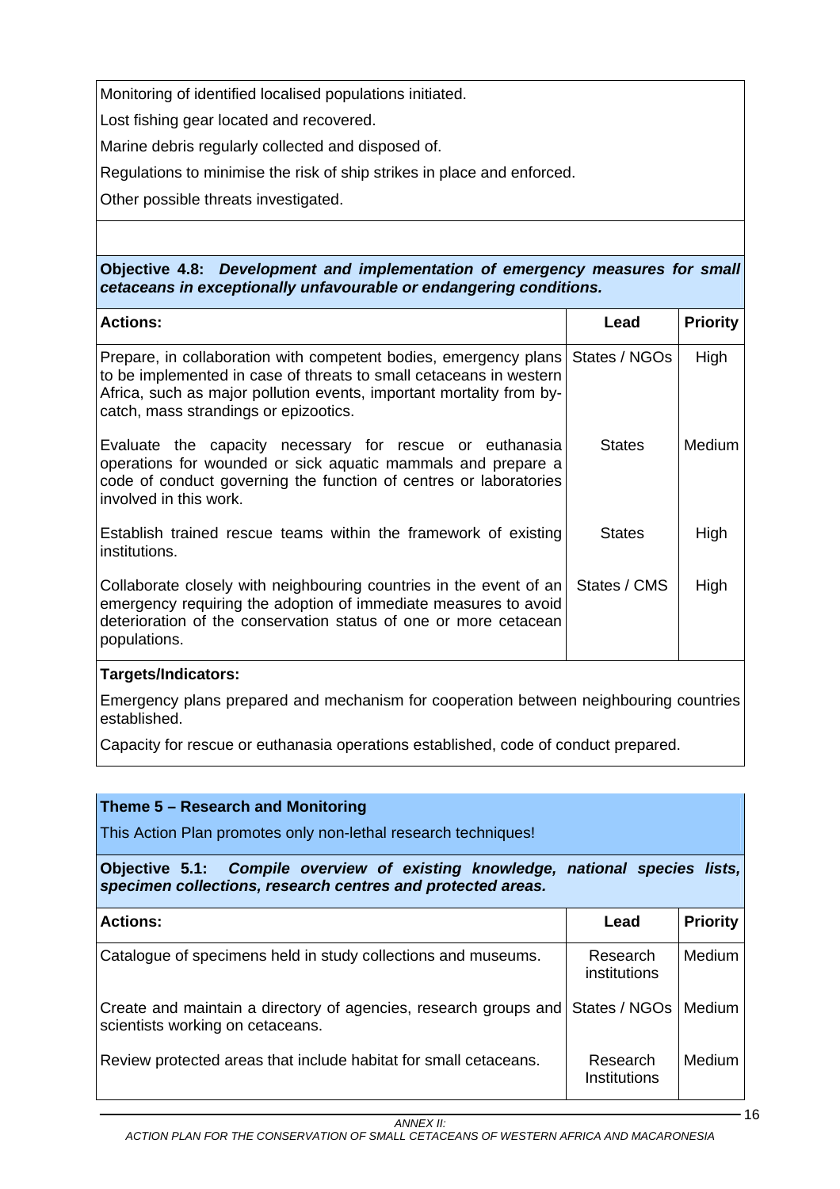Monitoring of identified localised populations initiated.

Lost fishing gear located and recovered.

Marine debris regularly collected and disposed of.

Regulations to minimise the risk of ship strikes in place and enforced.

Other possible threats investigated.

**Objective 4.8:** ***Development and implementation of emergency measures for small cetaceans in exceptionally unfavourable or endangering conditions.***

| **Actions:** | **Lead** | **Priority** |
|---|---|---|
| Prepare, in collaboration with competent bodies, emergency plans to be implemented in case of threats to small cetaceans in western Africa, such as major pollution events, important mortality from by-catch, mass strandings or epizootics. | States / NGOs | High |
| Evaluate the capacity necessary for rescue or euthanasia operations for wounded or sick aquatic mammals and prepare a code of conduct governing the function of centres or laboratories involved in this work. | States | Medium |
| Establish trained rescue teams within the framework of existing institutions. | States | High |
| Collaborate closely with neighbouring countries in the event of an emergency requiring the adoption of immediate measures to avoid deterioration of the conservation status of one or more cetacean populations. | States / CMS | High |

**Targets/Indicators:**

Emergency plans prepared and mechanism for cooperation between neighbouring countries established.

Capacity for rescue or euthanasia operations established, code of conduct prepared.

**Theme 5 – Research and Monitoring**

This Action Plan promotes only non-lethal research techniques!

**Objective 5.1:** ***Compile overview of existing knowledge, national species lists, specimen collections, research centres and protected areas.***

| **Actions:** | **Lead** | **Priority** |
|---|---|---|
| Catalogue of specimens held in study collections and museums. | Research institutions | Medium |
| Create and maintain a directory of agencies, research groups and scientists working on cetaceans. | States / NGOs | Medium |
| Review protected areas that include habitat for small cetaceans. | Research Institutions | Medium |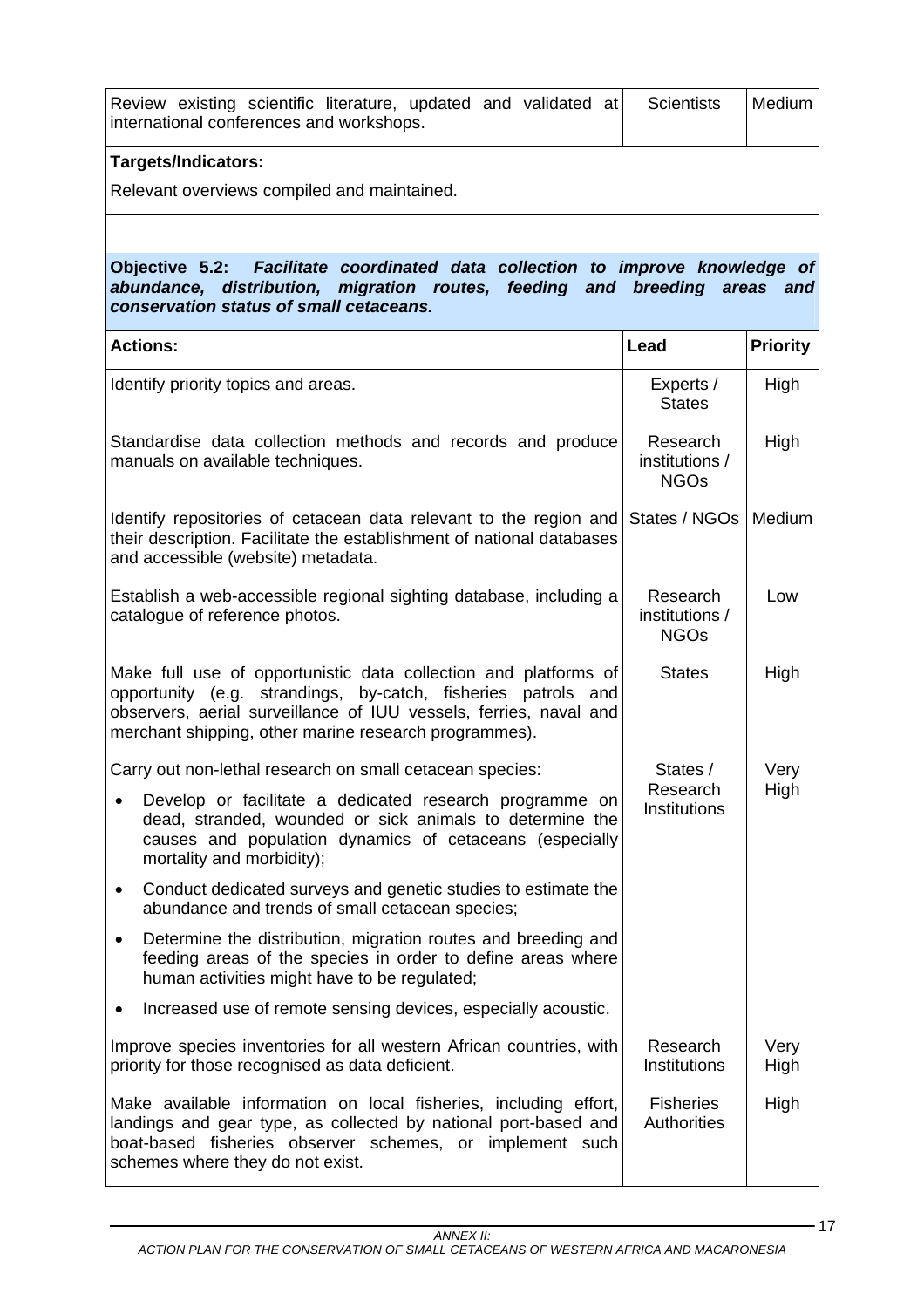| | | |
|---|---|---|
| Review existing scientific literature, updated and validated at international conferences and workshops. | Scientists | Medium |

**Targets/Indicators:**

Relevant overviews compiled and maintained.

**Objective 5.2:** ***Facilitate coordinated data collection to improve knowledge of abundance, distribution, migration routes, feeding and breeding areas and conservation status of small cetaceans.***

| **Actions:** | **Lead** | **Priority** |
|---|---|---|
| Identify priority topics and areas. | Experts / States | High |
| Standardise data collection methods and records and produce manuals on available techniques. | Research institutions / NGOs | High |
| Identify repositories of cetacean data relevant to the region and their description. Facilitate the establishment of national databases and accessible (website) metadata. | States / NGOs | Medium |
| Establish a web-accessible regional sighting database, including a catalogue of reference photos. | Research institutions / NGOs | Low |
| Make full use of opportunistic data collection and platforms of opportunity (e.g. strandings, by-catch, fisheries patrols and observers, aerial surveillance of IUU vessels, ferries, naval and merchant shipping, other marine research programmes). | States | High |
| Carry out non-lethal research on small cetacean species:<br>• Develop or facilitate a dedicated research programme on dead, stranded, wounded or sick animals to determine the causes and population dynamics of cetaceans (especially mortality and morbidity);<br>• Conduct dedicated surveys and genetic studies to estimate the abundance and trends of small cetacean species;<br>• Determine the distribution, migration routes and breeding and feeding areas of the species in order to define areas where human activities might have to be regulated;<br>• Increased use of remote sensing devices, especially acoustic. | States / Research Institutions | Very High |
| Improve species inventories for all western African countries, with priority for those recognised as data deficient. | Research Institutions | Very High |
| Make available information on local fisheries, including effort, landings and gear type, as collected by national port-based and boat-based fisheries observer schemes, or implement such schemes where they do not exist. | Fisheries Authorities | High |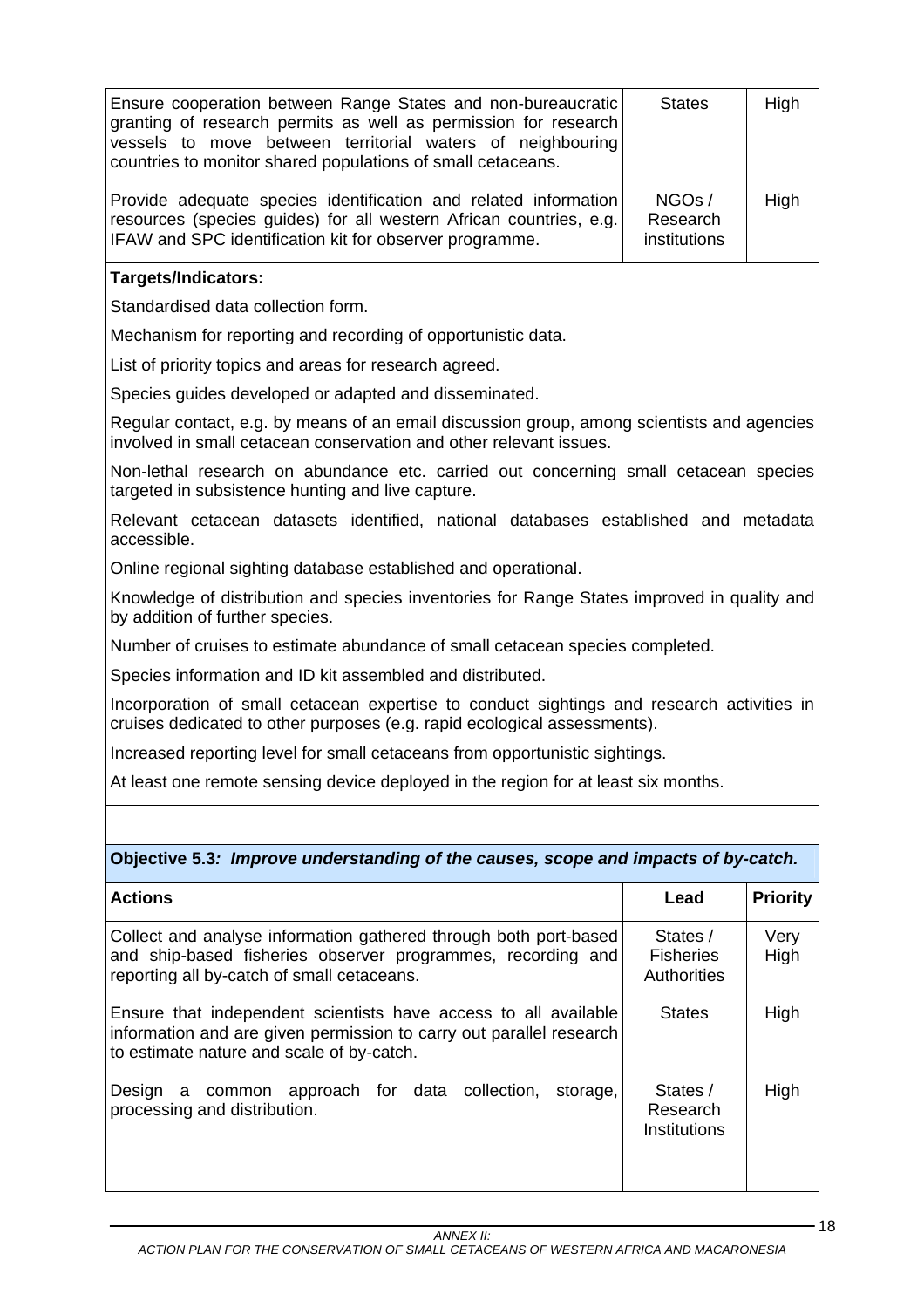| | | |
|---|---|---|
| Ensure cooperation between Range States and non-bureaucratic granting of research permits as well as permission for research vessels to move between territorial waters of neighbouring countries to monitor shared populations of small cetaceans. | States | High |
| Provide adequate species identification and related information resources (species guides) for all western African countries, e.g. IFAW and SPC identification kit for observer programme. | NGOs / Research institutions | High |

**Targets/Indicators:**

Standardised data collection form.

Mechanism for reporting and recording of opportunistic data.

List of priority topics and areas for research agreed.

Species guides developed or adapted and disseminated.

Regular contact, e.g. by means of an email discussion group, among scientists and agencies involved in small cetacean conservation and other relevant issues.

Non-lethal research on abundance etc. carried out concerning small cetacean species targeted in subsistence hunting and live capture.

Relevant cetacean datasets identified, national databases established and metadata accessible.

Online regional sighting database established and operational.

Knowledge of distribution and species inventories for Range States improved in quality and by addition of further species.

Number of cruises to estimate abundance of small cetacean species completed.

Species information and ID kit assembled and distributed.

Incorporation of small cetacean expertise to conduct sightings and research activities in cruises dedicated to other purposes (e.g. rapid ecological assessments).

Increased reporting level for small cetaceans from opportunistic sightings.

At least one remote sensing device deployed in the region for at least six months.

**Objective 5.3*: Improve understanding of the causes, scope and impacts of by-catch.***

| Actions | Lead | Priority |
|---|---|---|
| Collect and analyse information gathered through both port-based and ship-based fisheries observer programmes, recording and reporting all by-catch of small cetaceans. | States / Fisheries Authorities | Very High |
| Ensure that independent scientists have access to all available information and are given permission to carry out parallel research to estimate nature and scale of by-catch. | States | High |
| Design a common approach for data collection, storage, processing and distribution. | States / Research Institutions | High |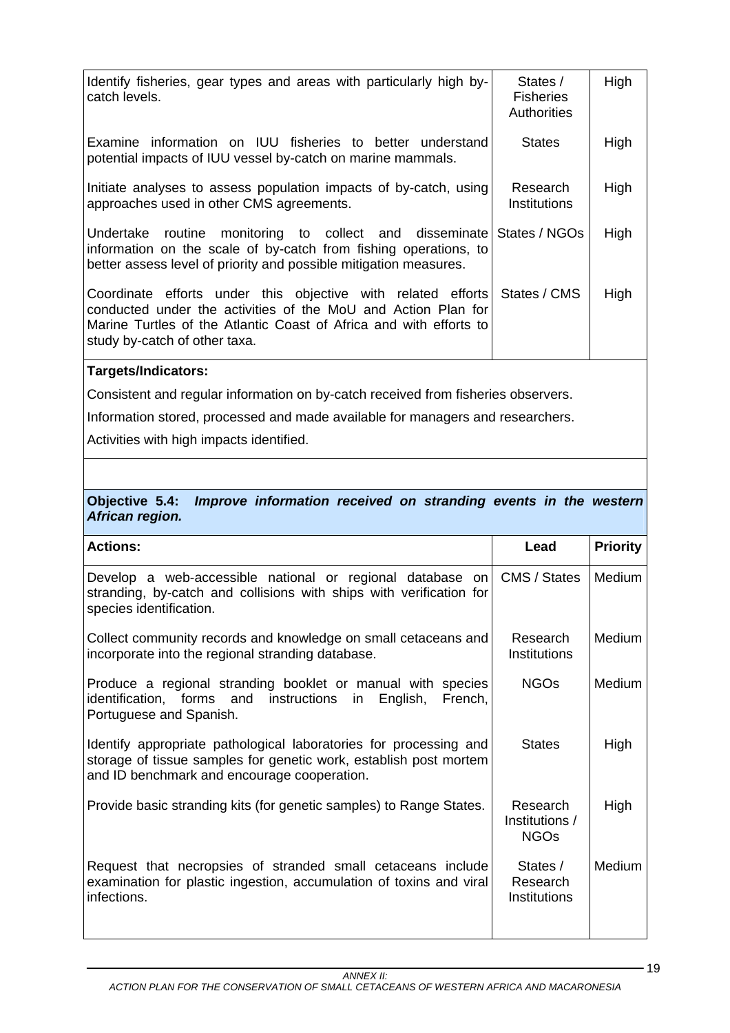| | | |
|---|---|---|
| Identify fisheries, gear types and areas with particularly high by-catch levels. | States / Fisheries Authorities | High |
| Examine information on IUU fisheries to better understand potential impacts of IUU vessel by-catch on marine mammals. | States | High |
| Initiate analyses to assess population impacts of by-catch, using approaches used in other CMS agreements. | Research Institutions | High |
| Undertake routine monitoring to collect and disseminate information on the scale of by-catch from fishing operations, to better assess level of priority and possible mitigation measures. | States / NGOs | High |
| Coordinate efforts under this objective with related efforts conducted under the activities of the MoU and Action Plan for Marine Turtles of the Atlantic Coast of Africa and with efforts to study by-catch of other taxa. | States / CMS | High |

**Targets/Indicators:**

Consistent and regular information on by-catch received from fisheries observers.

Information stored, processed and made available for managers and researchers.

Activities with high impacts identified.

**Objective 5.4:** ***Improve information received on stranding events in the western African region.***

| **Actions:** | **Lead** | **Priority** |
|---|---|---|
| Develop a web-accessible national or regional database on stranding, by-catch and collisions with ships with verification for species identification. | CMS / States | Medium |
| Collect community records and knowledge on small cetaceans and incorporate into the regional stranding database. | Research Institutions | Medium |
| Produce a regional stranding booklet or manual with species identification, forms and instructions in English, French, Portuguese and Spanish. | NGOs | Medium |
| Identify appropriate pathological laboratories for processing and storage of tissue samples for genetic work, establish post mortem and ID benchmark and encourage cooperation. | States | High |
| Provide basic stranding kits (for genetic samples) to Range States. | Research Institutions / NGOs | High |
| Request that necropsies of stranded small cetaceans include examination for plastic ingestion, accumulation of toxins and viral infections. | States / Research Institutions | Medium |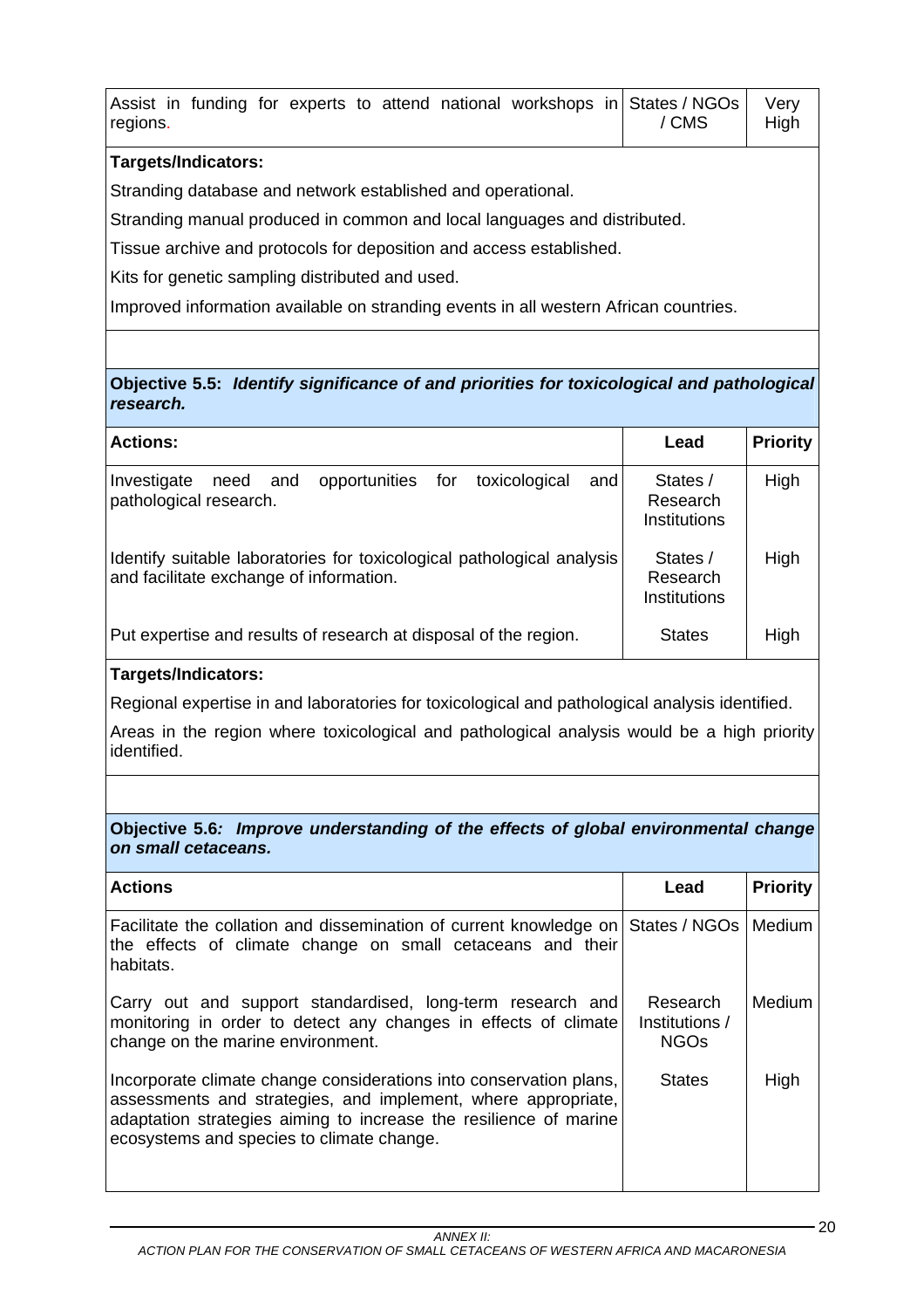| Assist in funding for experts to attend national workshops in regions. | States / NGOs / CMS | Very High |
|---|---|---|

**Targets/Indicators:**

Stranding database and network established and operational.

Stranding manual produced in common and local languages and distributed.

Tissue archive and protocols for deposition and access established.

Kits for genetic sampling distributed and used.

Improved information available on stranding events in all western African countries.

**Objective 5.5: *Identify significance of and priorities for toxicological and pathological research.***

| Actions: | Lead | Priority |
|---|---|---|
| Investigate need and opportunities for toxicological and pathological research. | States / Research Institutions | High |
| Identify suitable laboratories for toxicological pathological analysis and facilitate exchange of information. | States / Research Institutions | High |
| Put expertise and results of research at disposal of the region. | States | High |

**Targets/Indicators:**

Regional expertise in and laboratories for toxicological and pathological analysis identified.

Areas in the region where toxicological and pathological analysis would be a high priority identified.

**Objective 5.6*: Improve understanding of the effects of global environmental change on small cetaceans.***

| Actions | Lead | Priority |
|---|---|---|
| Facilitate the collation and dissemination of current knowledge on the effects of climate change on small cetaceans and their habitats. | States / NGOs | Medium |
| Carry out and support standardised, long-term research and monitoring in order to detect any changes in effects of climate change on the marine environment. | Research Institutions / NGOs | Medium |
| Incorporate climate change considerations into conservation plans, assessments and strategies, and implement, where appropriate, adaptation strategies aiming to increase the resilience of marine ecosystems and species to climate change. | States | High |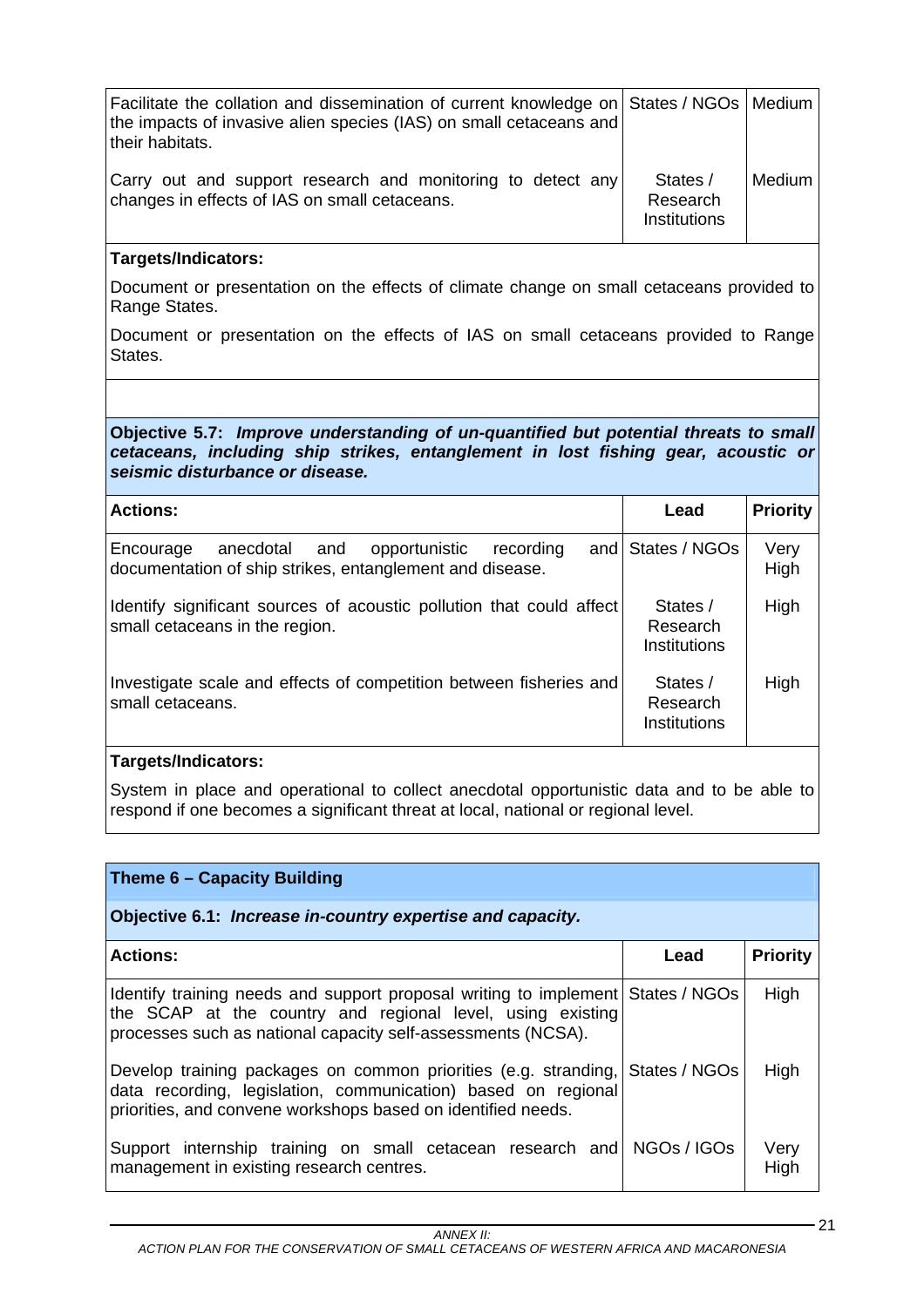| | | |
|---|---|---|
| Facilitate the collation and dissemination of current knowledge on the impacts of invasive alien species (IAS) on small cetaceans and their habitats. | States / NGOs | Medium |
| Carry out and support research and monitoring to detect any changes in effects of IAS on small cetaceans. | States / Research Institutions | Medium |

**Targets/Indicators:**

Document or presentation on the effects of climate change on small cetaceans provided to Range States.

Document or presentation on the effects of IAS on small cetaceans provided to Range States.

**Objective 5.7:** ***Improve understanding of un-quantified but potential threats to small cetaceans, including ship strikes, entanglement in lost fishing gear, acoustic or seismic disturbance or disease.***

| Actions: | Lead | Priority |
|---|---|---|
| Encourage anecdotal and opportunistic recording and documentation of ship strikes, entanglement and disease. | States / NGOs | Very High |
| Identify significant sources of acoustic pollution that could affect small cetaceans in the region. | States / Research Institutions | High |
| Investigate scale and effects of competition between fisheries and small cetaceans. | States / Research Institutions | High |

**Targets/Indicators:**

System in place and operational to collect anecdotal opportunistic data and to be able to respond if one becomes a significant threat at local, national or regional level.

## Theme 6 – Capacity Building

**Objective 6.1:** ***Increase in-country expertise and capacity.***

| Actions: | Lead | Priority |
|---|---|---|
| Identify training needs and support proposal writing to implement the SCAP at the country and regional level, using existing processes such as national capacity self-assessments (NCSA). | States / NGOs | High |
| Develop training packages on common priorities (e.g. stranding, data recording, legislation, communication) based on regional priorities, and convene workshops based on identified needs. | States / NGOs | High |
| Support internship training on small cetacean research and management in existing research centres. | NGOs / IGOs | Very High |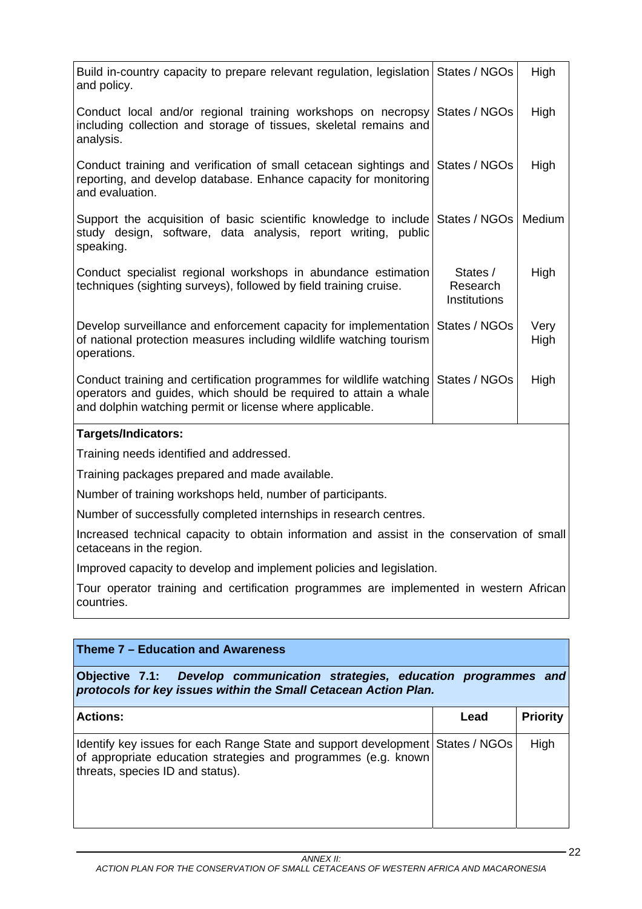| | | |
|---|---|---|
| Build in-country capacity to prepare relevant regulation, legislation and policy. | States / NGOs | High |
| Conduct local and/or regional training workshops on necropsy including collection and storage of tissues, skeletal remains and analysis. | States / NGOs | High |
| Conduct training and verification of small cetacean sightings and reporting, and develop database. Enhance capacity for monitoring and evaluation. | States / NGOs | High |
| Support the acquisition of basic scientific knowledge to include study design, software, data analysis, report writing, public speaking. | States / NGOs | Medium |
| Conduct specialist regional workshops in abundance estimation techniques (sighting surveys), followed by field training cruise. | States / Research Institutions | High |
| Develop surveillance and enforcement capacity for implementation of national protection measures including wildlife watching tourism operations. | States / NGOs | Very High |
| Conduct training and certification programmes for wildlife watching operators and guides, which should be required to attain a whale and dolphin watching permit or license where applicable. | States / NGOs | High |

**Targets/Indicators:**

Training needs identified and addressed.

Training packages prepared and made available.

Number of training workshops held, number of participants.

Number of successfully completed internships in research centres.

Increased technical capacity to obtain information and assist in the conservation of small cetaceans in the region.

Improved capacity to develop and implement policies and legislation.

Tour operator training and certification programmes are implemented in western African countries.

## Theme 7 – Education and Awareness

**Objective 7.1:** ***Develop communication strategies, education programmes and protocols for key issues within the Small Cetacean Action Plan.***

| Actions: | Lead | Priority |
|---|---|---|
| Identify key issues for each Range State and support development of appropriate education strategies and programmes (e.g. known threats, species ID and status). | States / NGOs | High |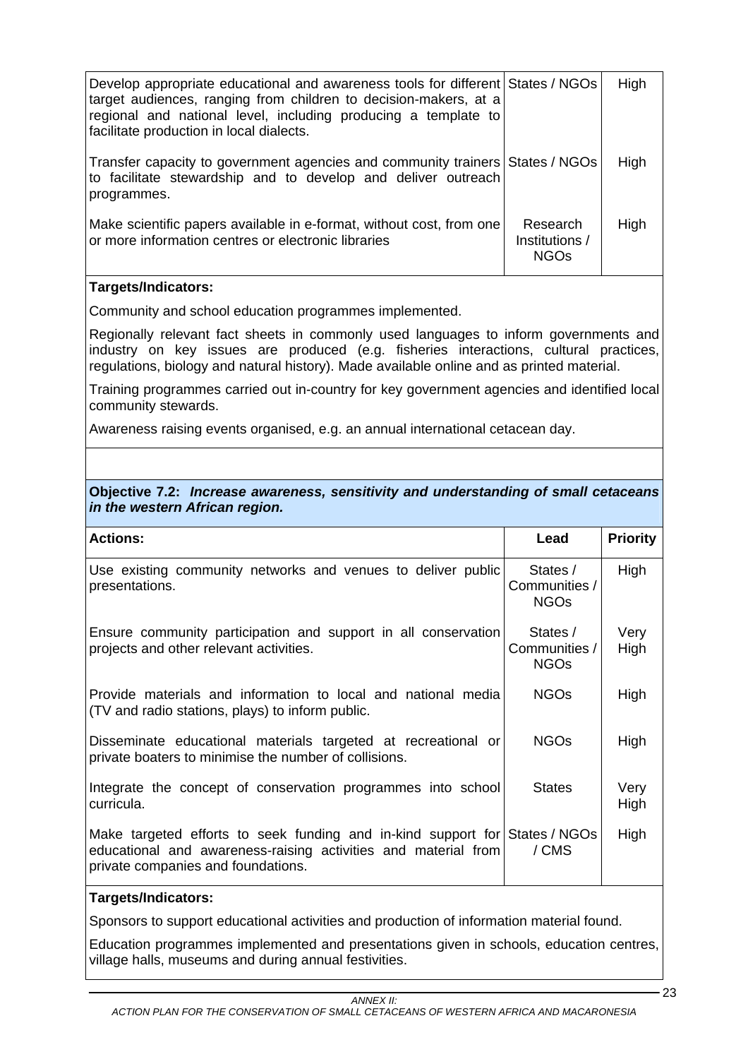| | | |
|---|---|---|
| Develop appropriate educational and awareness tools for different target audiences, ranging from children to decision-makers, at a regional and national level, including producing a template to facilitate production in local dialects. | States / NGOs | High |
| Transfer capacity to government agencies and community trainers to facilitate stewardship and to develop and deliver outreach programmes. | States / NGOs | High |
| Make scientific papers available in e-format, without cost, from one or more information centres or electronic libraries | Research Institutions / NGOs | High |

**Targets/Indicators:**

Community and school education programmes implemented.

Regionally relevant fact sheets in commonly used languages to inform governments and industry on key issues are produced (e.g. fisheries interactions, cultural practices, regulations, biology and natural history). Made available online and as printed material.

Training programmes carried out in-country for key government agencies and identified local community stewards.

Awareness raising events organised, e.g. an annual international cetacean day.

**Objective 7.2:** ***Increase awareness, sensitivity and understanding of small cetaceans in the western African region.***

| **Actions:** | **Lead** | **Priority** |
|---|---|---|
| Use existing community networks and venues to deliver public presentations. | States / Communities / NGOs | High |
| Ensure community participation and support in all conservation projects and other relevant activities. | States / Communities / NGOs | Very High |
| Provide materials and information to local and national media (TV and radio stations, plays) to inform public. | NGOs | High |
| Disseminate educational materials targeted at recreational or private boaters to minimise the number of collisions. | NGOs | High |
| Integrate the concept of conservation programmes into school curricula. | States | Very High |
| Make targeted efforts to seek funding and in-kind support for educational and awareness-raising activities and material from private companies and foundations. | States / NGOs / CMS | High |

**Targets/Indicators:**

Sponsors to support educational activities and production of information material found.

Education programmes implemented and presentations given in schools, education centres, village halls, museums and during annual festivities.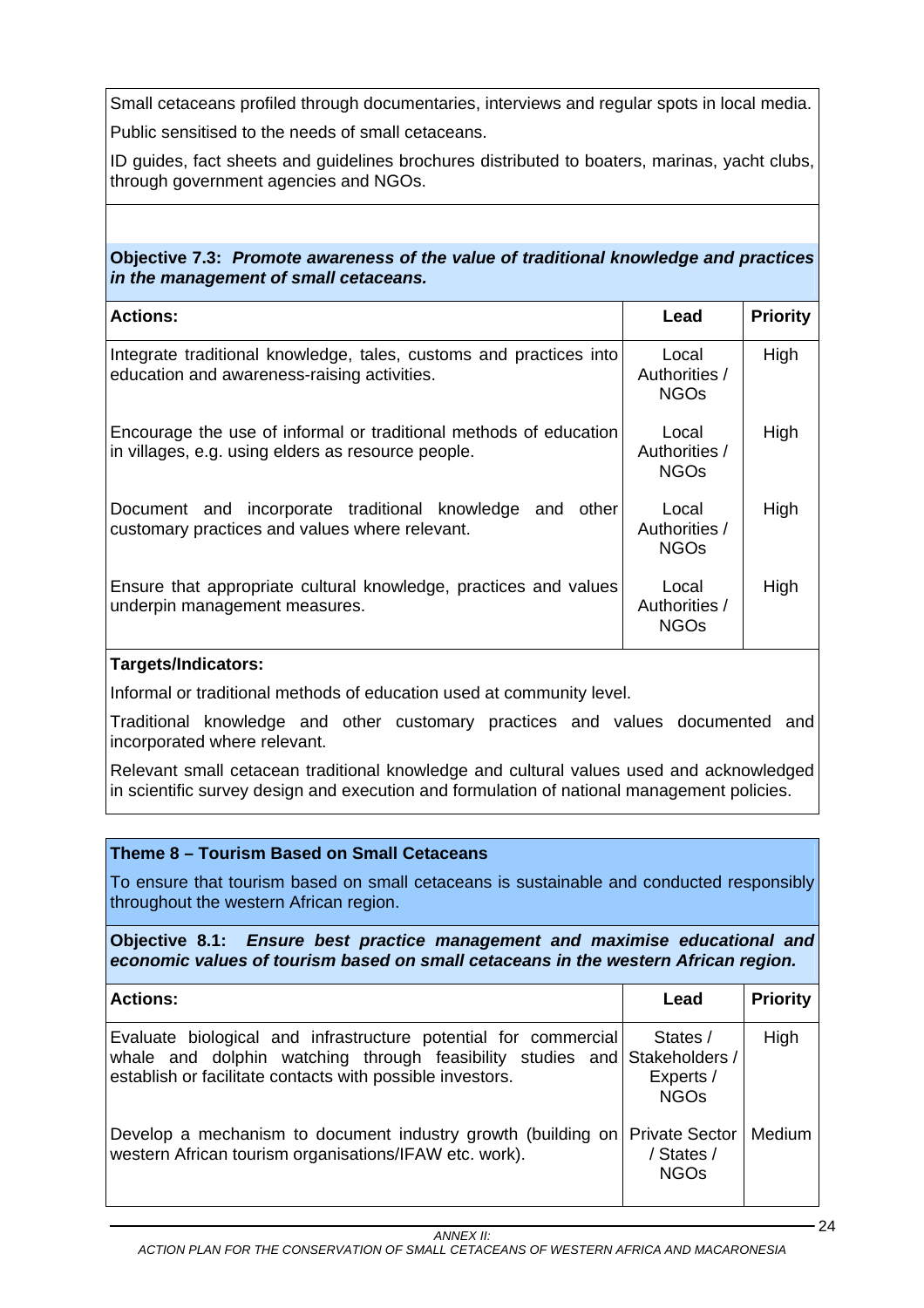Small cetaceans profiled through documentaries, interviews and regular spots in local media.

Public sensitised to the needs of small cetaceans.

ID guides, fact sheets and guidelines brochures distributed to boaters, marinas, yacht clubs, through government agencies and NGOs.

**Objective 7.3:** ***Promote awareness of the value of traditional knowledge and practices in the management of small cetaceans.***

| Actions: | Lead | Priority |
|---|---|---|
| Integrate traditional knowledge, tales, customs and practices into education and awareness-raising activities. | Local Authorities / NGOs | High |
| Encourage the use of informal or traditional methods of education in villages, e.g. using elders as resource people. | Local Authorities / NGOs | High |
| Document and incorporate traditional knowledge and other customary practices and values where relevant. | Local Authorities / NGOs | High |
| Ensure that appropriate cultural knowledge, practices and values underpin management measures. | Local Authorities / NGOs | High |

**Targets/Indicators:**

Informal or traditional methods of education used at community level.

Traditional knowledge and other customary practices and values documented and incorporated where relevant.

Relevant small cetacean traditional knowledge and cultural values used and acknowledged in scientific survey design and execution and formulation of national management policies.

**Theme 8 – Tourism Based on Small Cetaceans**

To ensure that tourism based on small cetaceans is sustainable and conducted responsibly throughout the western African region.

**Objective 8.1:** ***Ensure best practice management and maximise educational and economic values of tourism based on small cetaceans in the western African region.***

| Actions: | Lead | Priority |
|---|---|---|
| Evaluate biological and infrastructure potential for commercial whale and dolphin watching through feasibility studies and establish or facilitate contacts with possible investors. | States / Stakeholders / Experts / NGOs | High |
| Develop a mechanism to document industry growth (building on western African tourism organisations/IFAW etc. work). | Private Sector / States / NGOs | Medium |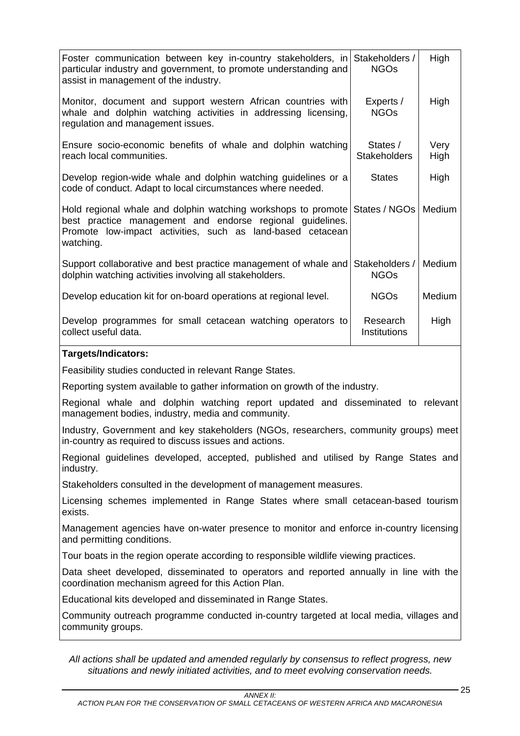| Action | Responsible | Priority |
| --- | --- | --- |
| Foster communication between key in-country stakeholders, in particular industry and government, to promote understanding and assist in management of the industry. | Stakeholders / NGOs | High |
| Monitor, document and support western African countries with whale and dolphin watching activities in addressing licensing, regulation and management issues. | Experts / NGOs | High |
| Ensure socio-economic benefits of whale and dolphin watching reach local communities. | States / Stakeholders | Very High |
| Develop region-wide whale and dolphin watching guidelines or a code of conduct. Adapt to local circumstances where needed. | States | High |
| Hold regional whale and dolphin watching workshops to promote best practice management and endorse regional guidelines. Promote low-impact activities, such as land-based cetacean watching. | States / NGOs | Medium |
| Support collaborative and best practice management of whale and dolphin watching activities involving all stakeholders. | Stakeholders / NGOs | Medium |
| Develop education kit for on-board operations at regional level. | NGOs | Medium |
| Develop programmes for small cetacean watching operators to collect useful data. | Research Institutions | High |

**Targets/Indicators:**

Feasibility studies conducted in relevant Range States.

Reporting system available to gather information on growth of the industry.

Regional whale and dolphin watching report updated and disseminated to relevant management bodies, industry, media and community.

Industry, Government and key stakeholders (NGOs, researchers, community groups) meet in-country as required to discuss issues and actions.

Regional guidelines developed, accepted, published and utilised by Range States and industry.

Stakeholders consulted in the development of management measures.

Licensing schemes implemented in Range States where small cetacean-based tourism exists.

Management agencies have on-water presence to monitor and enforce in-country licensing and permitting conditions.

Tour boats in the region operate according to responsible wildlife viewing practices.

Data sheet developed, disseminated to operators and reported annually in line with the coordination mechanism agreed for this Action Plan.

Educational kits developed and disseminated in Range States.

Community outreach programme conducted in-country targeted at local media, villages and community groups.

*All actions shall be updated and amended regularly by consensus to reflect progress, new situations and newly initiated activities, and to meet evolving conservation needs.*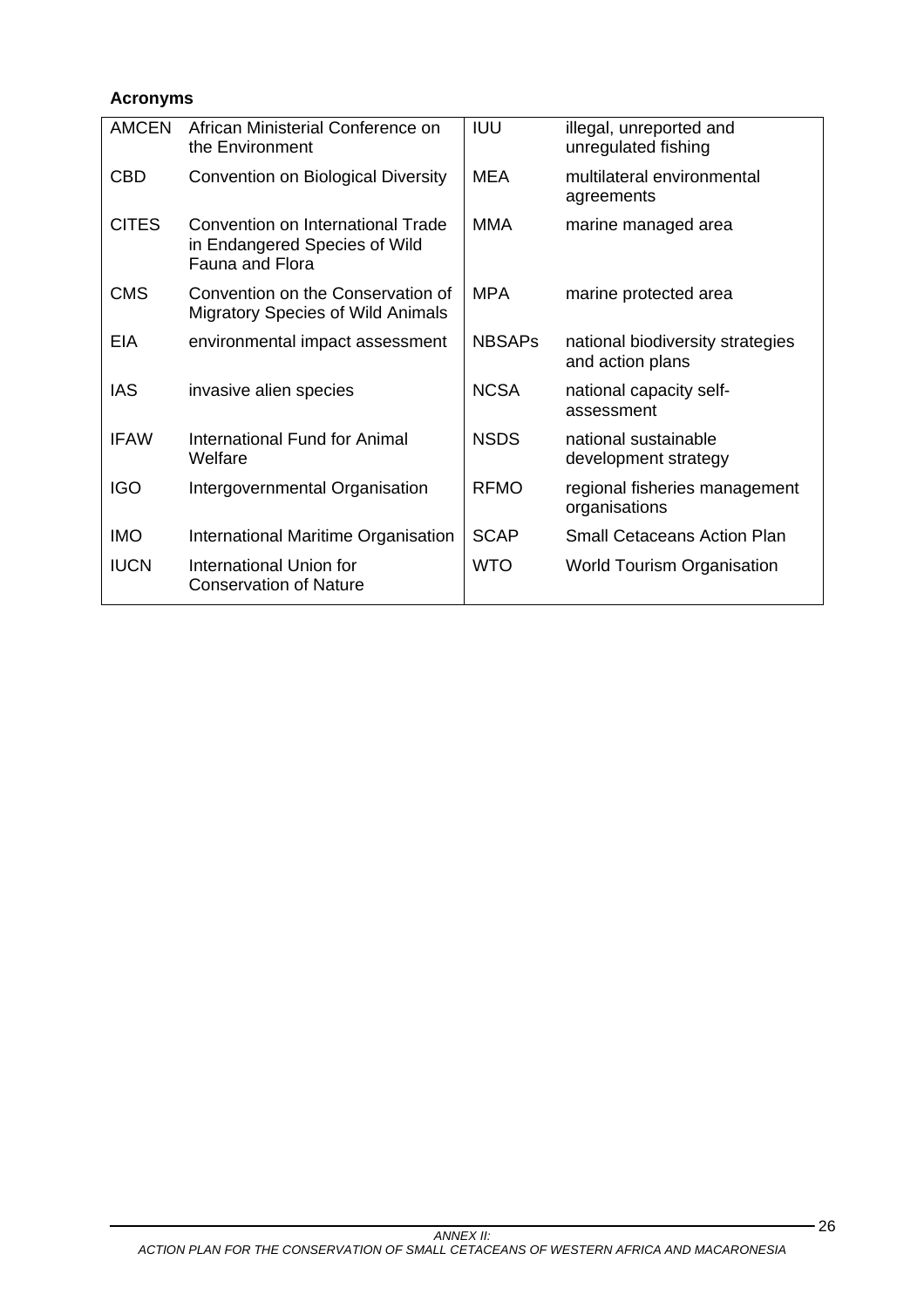**Acronyms**

| | | | |
|---|---|---|---|
| AMCEN | African Ministerial Conference on the Environment | IUU | illegal, unreported and unregulated fishing |
| CBD | Convention on Biological Diversity | MEA | multilateral environmental agreements |
| CITES | Convention on International Trade in Endangered Species of Wild Fauna and Flora | MMA | marine managed area |
| CMS | Convention on the Conservation of Migratory Species of Wild Animals | MPA | marine protected area |
| EIA | environmental impact assessment | NBSAPs | national biodiversity strategies and action plans |
| IAS | invasive alien species | NCSA | national capacity self-assessment |
| IFAW | International Fund for Animal Welfare | NSDS | national sustainable development strategy |
| IGO | Intergovernmental Organisation | RFMO | regional fisheries management organisations |
| IMO | International Maritime Organisation | SCAP | Small Cetaceans Action Plan |
| IUCN | International Union for Conservation of Nature | WTO | World Tourism Organisation |